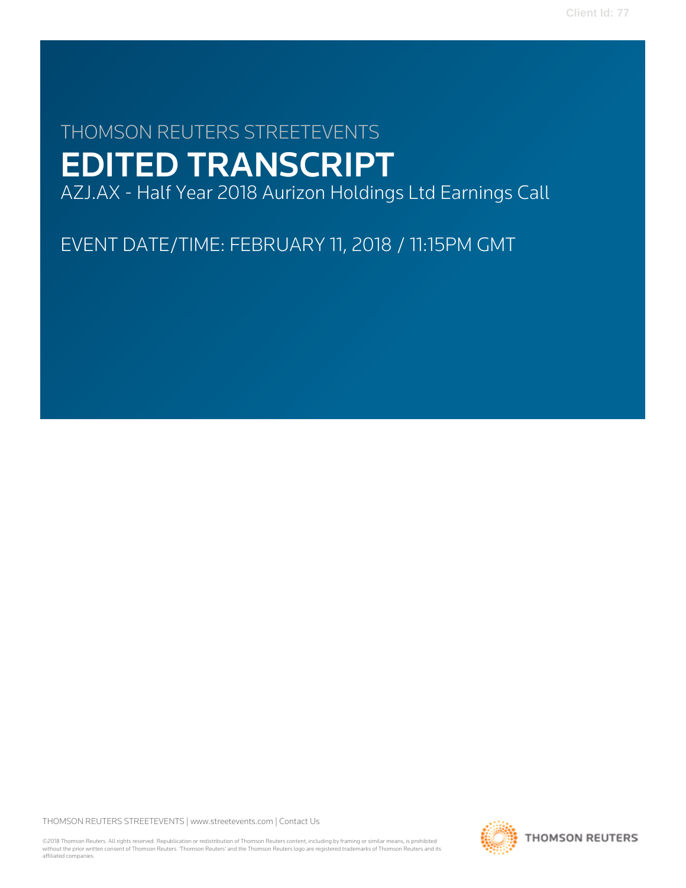# THOMSON REUTERS STREETEVENTS

# EDITED TRANSCRIPT

AZJ.AX - Half Year 2018 Aurizon Holdings Ltd Earnings Call

EVENT DATE/TIME: FEBRUARY 11, 2018 / 11:15PM GMT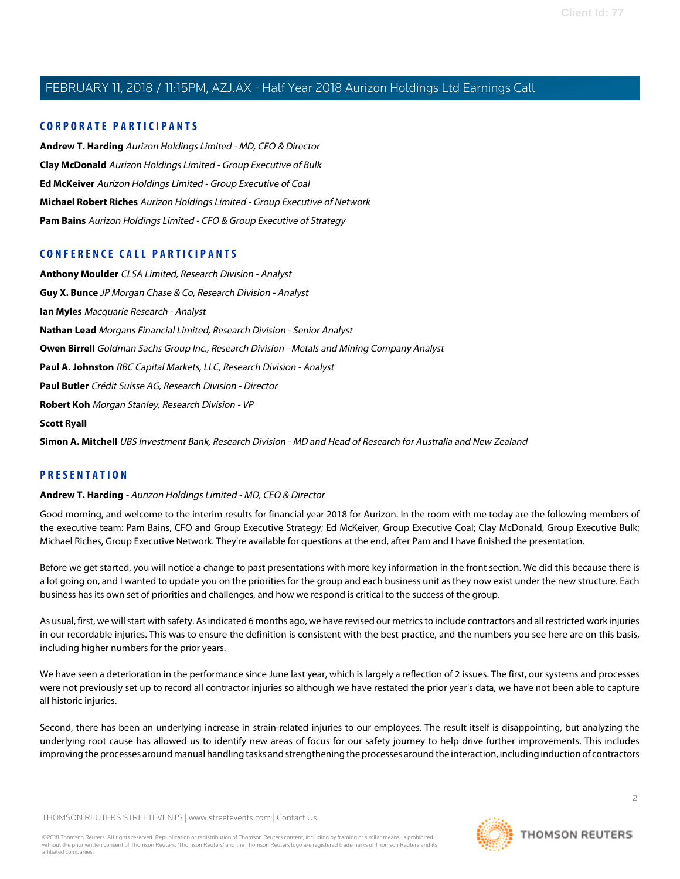## CORPORATE PARTICIPANTS

**Andrew T. Harding** *Aurizon Holdings Limited - MD, CEO & Director*

**Clay McDonald** *Aurizon Holdings Limited - Group Executive of Bulk*

**Ed McKeiver** *Aurizon Holdings Limited - Group Executive of Coal*

**Michael Robert Riches** *Aurizon Holdings Limited - Group Executive of Network*

**Pam Bains** *Aurizon Holdings Limited - CFO & Group Executive of Strategy*

## CONFERENCE CALL PARTICIPANTS

**Anthony Moulder** *CLSA Limited, Research Division - Analyst*

**Guy X. Bunce** *JP Morgan Chase & Co, Research Division - Analyst*

**Ian Myles** *Macquarie Research - Analyst*

**Nathan Lead** *Morgans Financial Limited, Research Division - Senior Analyst*

**Owen Birrell** *Goldman Sachs Group Inc., Research Division - Metals and Mining Company Analyst*

**Paul A. Johnston** *RBC Capital Markets, LLC, Research Division - Analyst*

**Paul Butler** *Crédit Suisse AG, Research Division - Director*

**Robert Koh** *Morgan Stanley, Research Division - VP*

**Scott Ryall**

**Simon A. Mitchell** *UBS Investment Bank, Research Division - MD and Head of Research for Australia and New Zealand*

## PRESENTATION

**Andrew T. Harding** - *Aurizon Holdings Limited - MD, CEO & Director*

Good morning, and welcome to the interim results for financial year 2018 for Aurizon. In the room with me today are the following members of the executive team: Pam Bains, CFO and Group Executive Strategy; Ed McKeiver, Group Executive Coal; Clay McDonald, Group Executive Bulk; Michael Riches, Group Executive Network. They're available for questions at the end, after Pam and I have finished the presentation.

Before we get started, you will notice a change to past presentations with more key information in the front section. We did this because there is a lot going on, and I wanted to update you on the priorities for the group and each business unit as they now exist under the new structure. Each business has its own set of priorities and challenges, and how we respond is critical to the success of the group.

As usual, first, we will start with safety. As indicated 6 months ago, we have revised our metrics to include contractors and all restricted work injuries in our recordable injuries. This was to ensure the definition is consistent with the best practice, and the numbers you see here are on this basis, including higher numbers for the prior years.

We have seen a deterioration in the performance since June last year, which is largely a reflection of 2 issues. The first, our systems and processes were not previously set up to record all contractor injuries so although we have restated the prior year's data, we have not been able to capture all historic injuries.

Second, there has been an underlying increase in strain-related injuries to our employees. The result itself is disappointing, but analyzing the underlying root cause has allowed us to identify new areas of focus for our safety journey to help drive further improvements. This includes improving the processes around manual handling tasks and strengthening the processes around the interaction, including induction of contractors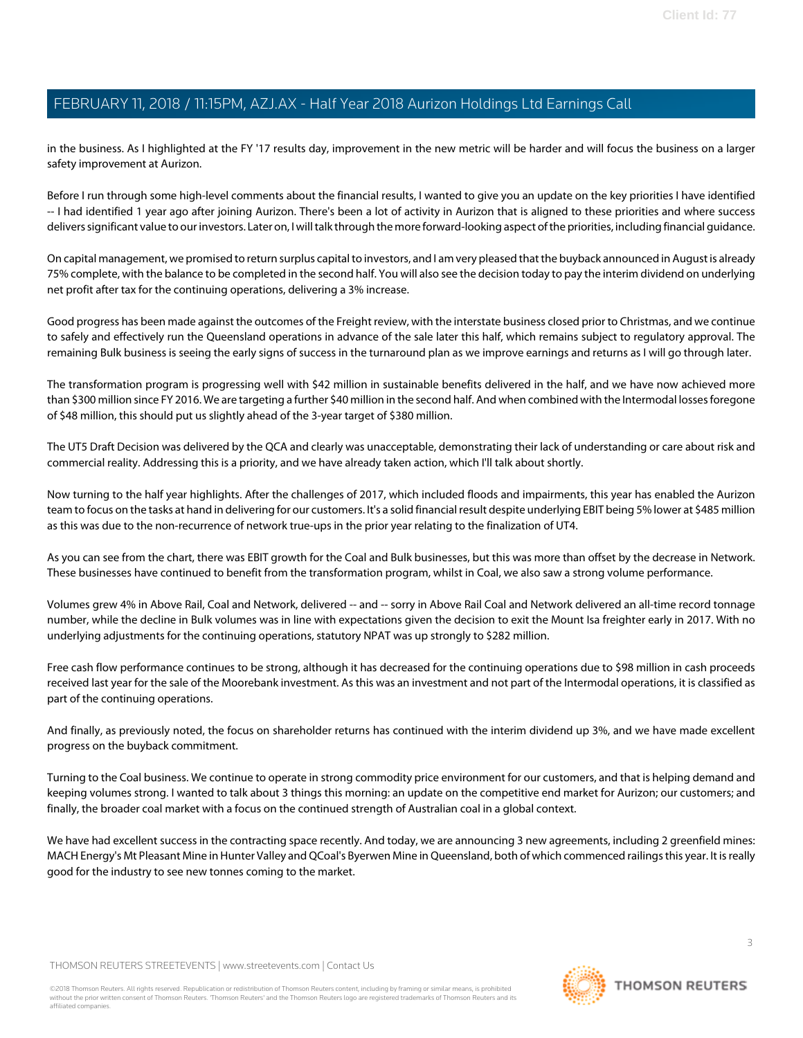in the business. As I highlighted at the FY '17 results day, improvement in the new metric will be harder and will focus the business on a larger safety improvement at Aurizon.

Before I run through some high-level comments about the financial results, I wanted to give you an update on the key priorities I have identified -- I had identified 1 year ago after joining Aurizon. There's been a lot of activity in Aurizon that is aligned to these priorities and where success delivers significant value to our investors. Later on, I will talk through the more forward-looking aspect of the priorities, including financial guidance.

On capital management, we promised to return surplus capital to investors, and I am very pleased that the buyback announced in August is already 75% complete, with the balance to be completed in the second half. You will also see the decision today to pay the interim dividend on underlying net profit after tax for the continuing operations, delivering a 3% increase.

Good progress has been made against the outcomes of the Freight review, with the interstate business closed prior to Christmas, and we continue to safely and effectively run the Queensland operations in advance of the sale later this half, which remains subject to regulatory approval. The remaining Bulk business is seeing the early signs of success in the turnaround plan as we improve earnings and returns as I will go through later.

The transformation program is progressing well with $42 million in sustainable benefits delivered in the half, and we have now achieved more than $300 million since FY 2016. We are targeting a further $40 million in the second half. And when combined with the Intermodal losses foregone of $48 million, this should put us slightly ahead of the 3-year target of $380 million.

The UT5 Draft Decision was delivered by the QCA and clearly was unacceptable, demonstrating their lack of understanding or care about risk and commercial reality. Addressing this is a priority, and we have already taken action, which I'll talk about shortly.

Now turning to the half year highlights. After the challenges of 2017, which included floods and impairments, this year has enabled the Aurizon team to focus on the tasks at hand in delivering for our customers. It's a solid financial result despite underlying EBIT being 5% lower at $485 million as this was due to the non-recurrence of network true-ups in the prior year relating to the finalization of UT4.

As you can see from the chart, there was EBIT growth for the Coal and Bulk businesses, but this was more than offset by the decrease in Network. These businesses have continued to benefit from the transformation program, whilst in Coal, we also saw a strong volume performance.

Volumes grew 4% in Above Rail, Coal and Network, delivered -- and -- sorry in Above Rail Coal and Network delivered an all-time record tonnage number, while the decline in Bulk volumes was in line with expectations given the decision to exit the Mount Isa freighter early in 2017. With no underlying adjustments for the continuing operations, statutory NPAT was up strongly to $282 million.

Free cash flow performance continues to be strong, although it has decreased for the continuing operations due to $98 million in cash proceeds received last year for the sale of the Moorebank investment. As this was an investment and not part of the Intermodal operations, it is classified as part of the continuing operations.

And finally, as previously noted, the focus on shareholder returns has continued with the interim dividend up 3%, and we have made excellent progress on the buyback commitment.

Turning to the Coal business. We continue to operate in strong commodity price environment for our customers, and that is helping demand and keeping volumes strong. I wanted to talk about 3 things this morning: an update on the competitive end market for Aurizon; our customers; and finally, the broader coal market with a focus on the continued strength of Australian coal in a global context.

We have had excellent success in the contracting space recently. And today, we are announcing 3 new agreements, including 2 greenfield mines: MACH Energy's Mt Pleasant Mine in Hunter Valley and QCoal's Byerwen Mine in Queensland, both of which commenced railings this year. It is really good for the industry to see new tonnes coming to the market.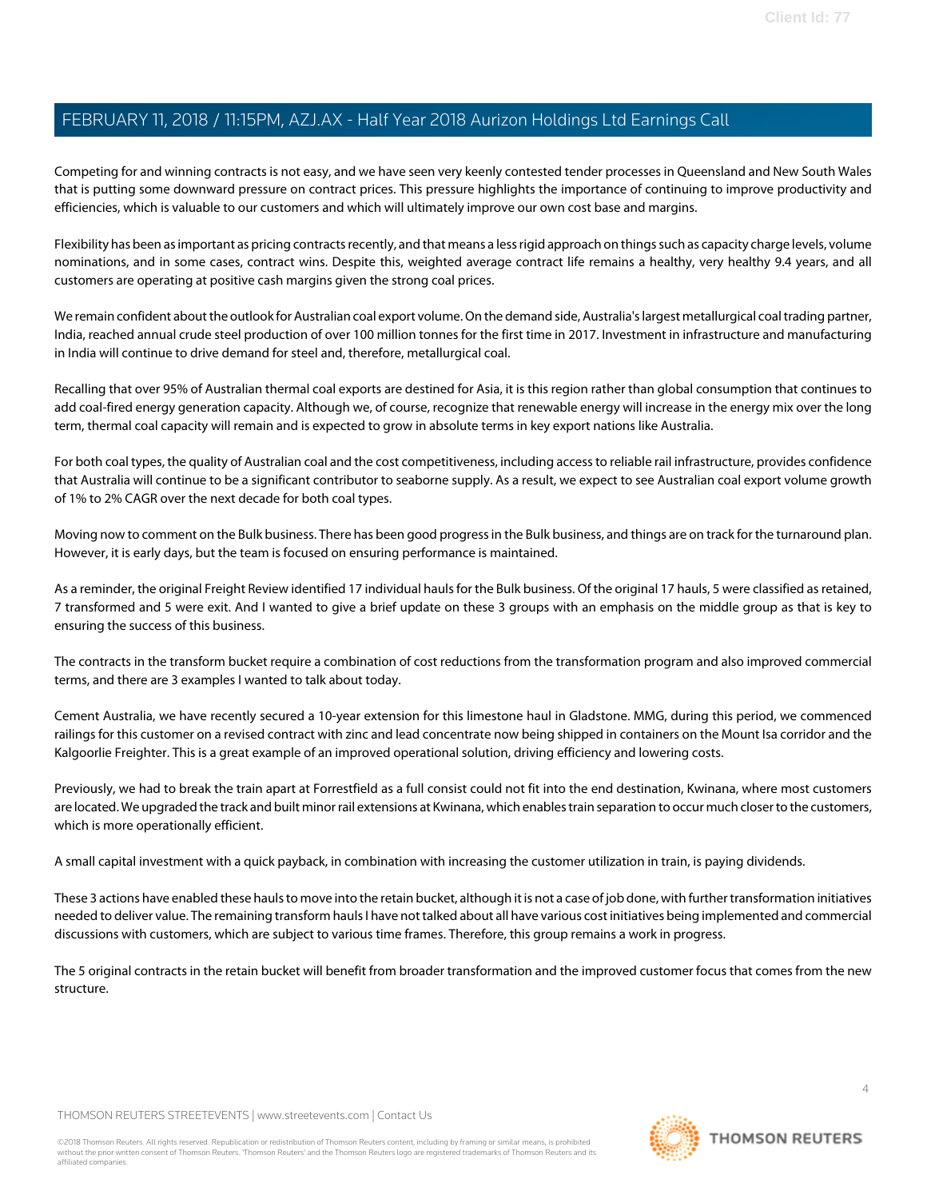Competing for and winning contracts is not easy, and we have seen very keenly contested tender processes in Queensland and New South Wales that is putting some downward pressure on contract prices. This pressure highlights the importance of continuing to improve productivity and efficiencies, which is valuable to our customers and which will ultimately improve our own cost base and margins.

Flexibility has been as important as pricing contracts recently, and that means a less rigid approach on things such as capacity charge levels, volume nominations, and in some cases, contract wins. Despite this, weighted average contract life remains a healthy, very healthy 9.4 years, and all customers are operating at positive cash margins given the strong coal prices.

We remain confident about the outlook for Australian coal export volume. On the demand side, Australia's largest metallurgical coal trading partner, India, reached annual crude steel production of over 100 million tonnes for the first time in 2017. Investment in infrastructure and manufacturing in India will continue to drive demand for steel and, therefore, metallurgical coal.

Recalling that over 95% of Australian thermal coal exports are destined for Asia, it is this region rather than global consumption that continues to add coal-fired energy generation capacity. Although we, of course, recognize that renewable energy will increase in the energy mix over the long term, thermal coal capacity will remain and is expected to grow in absolute terms in key export nations like Australia.

For both coal types, the quality of Australian coal and the cost competitiveness, including access to reliable rail infrastructure, provides confidence that Australia will continue to be a significant contributor to seaborne supply. As a result, we expect to see Australian coal export volume growth of 1% to 2% CAGR over the next decade for both coal types.

Moving now to comment on the Bulk business. There has been good progress in the Bulk business, and things are on track for the turnaround plan. However, it is early days, but the team is focused on ensuring performance is maintained.

As a reminder, the original Freight Review identified 17 individual hauls for the Bulk business. Of the original 17 hauls, 5 were classified as retained, 7 transformed and 5 were exit. And I wanted to give a brief update on these 3 groups with an emphasis on the middle group as that is key to ensuring the success of this business.

The contracts in the transform bucket require a combination of cost reductions from the transformation program and also improved commercial terms, and there are 3 examples I wanted to talk about today.

Cement Australia, we have recently secured a 10-year extension for this limestone haul in Gladstone. MMG, during this period, we commenced railings for this customer on a revised contract with zinc and lead concentrate now being shipped in containers on the Mount Isa corridor and the Kalgoorlie Freighter. This is a great example of an improved operational solution, driving efficiency and lowering costs.

Previously, we had to break the train apart at Forrestfield as a full consist could not fit into the end destination, Kwinana, where most customers are located. We upgraded the track and built minor rail extensions at Kwinana, which enables train separation to occur much closer to the customers, which is more operationally efficient.

A small capital investment with a quick payback, in combination with increasing the customer utilization in train, is paying dividends.

These 3 actions have enabled these hauls to move into the retain bucket, although it is not a case of job done, with further transformation initiatives needed to deliver value. The remaining transform hauls I have not talked about all have various cost initiatives being implemented and commercial discussions with customers, which are subject to various time frames. Therefore, this group remains a work in progress.

The 5 original contracts in the retain bucket will benefit from broader transformation and the improved customer focus that comes from the new structure.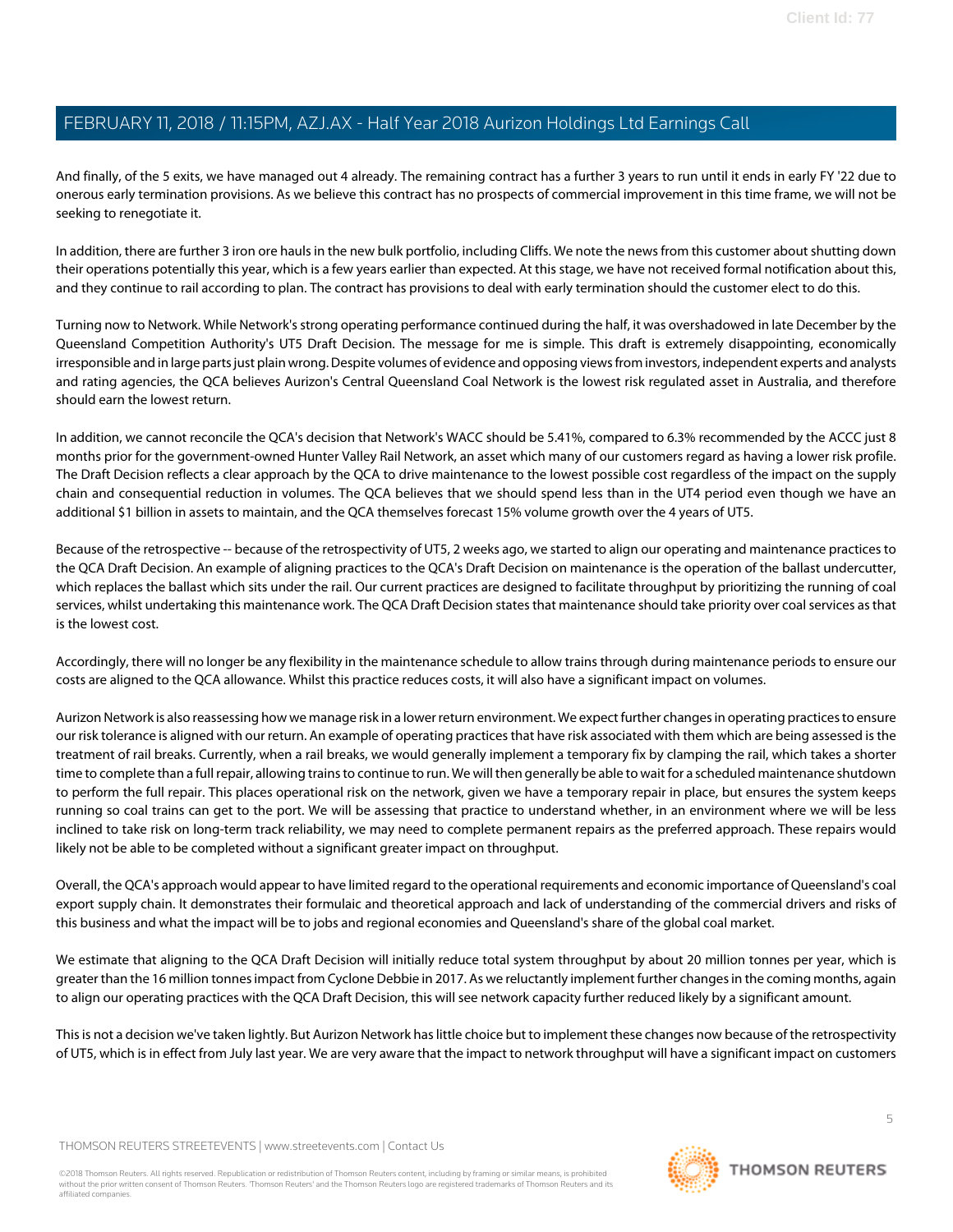And finally, of the 5 exits, we have managed out 4 already. The remaining contract has a further 3 years to run until it ends in early FY '22 due to onerous early termination provisions. As we believe this contract has no prospects of commercial improvement in this time frame, we will not be seeking to renegotiate it.

In addition, there are further 3 iron ore hauls in the new bulk portfolio, including Cliffs. We note the news from this customer about shutting down their operations potentially this year, which is a few years earlier than expected. At this stage, we have not received formal notification about this, and they continue to rail according to plan. The contract has provisions to deal with early termination should the customer elect to do this.

Turning now to Network. While Network's strong operating performance continued during the half, it was overshadowed in late December by the Queensland Competition Authority's UT5 Draft Decision. The message for me is simple. This draft is extremely disappointing, economically irresponsible and in large parts just plain wrong. Despite volumes of evidence and opposing views from investors, independent experts and analysts and rating agencies, the QCA believes Aurizon's Central Queensland Coal Network is the lowest risk regulated asset in Australia, and therefore should earn the lowest return.

In addition, we cannot reconcile the QCA's decision that Network's WACC should be 5.41%, compared to 6.3% recommended by the ACCC just 8 months prior for the government-owned Hunter Valley Rail Network, an asset which many of our customers regard as having a lower risk profile. The Draft Decision reflects a clear approach by the QCA to drive maintenance to the lowest possible cost regardless of the impact on the supply chain and consequential reduction in volumes. The QCA believes that we should spend less than in the UT4 period even though we have an additional $1 billion in assets to maintain, and the QCA themselves forecast 15% volume growth over the 4 years of UT5.

Because of the retrospective -- because of the retrospectivity of UT5, 2 weeks ago, we started to align our operating and maintenance practices to the QCA Draft Decision. An example of aligning practices to the QCA's Draft Decision on maintenance is the operation of the ballast undercutter, which replaces the ballast which sits under the rail. Our current practices are designed to facilitate throughput by prioritizing the running of coal services, whilst undertaking this maintenance work. The QCA Draft Decision states that maintenance should take priority over coal services as that is the lowest cost.

Accordingly, there will no longer be any flexibility in the maintenance schedule to allow trains through during maintenance periods to ensure our costs are aligned to the QCA allowance. Whilst this practice reduces costs, it will also have a significant impact on volumes.

Aurizon Network is also reassessing how we manage risk in a lower return environment. We expect further changes in operating practices to ensure our risk tolerance is aligned with our return. An example of operating practices that have risk associated with them which are being assessed is the treatment of rail breaks. Currently, when a rail breaks, we would generally implement a temporary fix by clamping the rail, which takes a shorter time to complete than a full repair, allowing trains to continue to run. We will then generally be able to wait for a scheduled maintenance shutdown to perform the full repair. This places operational risk on the network, given we have a temporary repair in place, but ensures the system keeps running so coal trains can get to the port. We will be assessing that practice to understand whether, in an environment where we will be less inclined to take risk on long-term track reliability, we may need to complete permanent repairs as the preferred approach. These repairs would likely not be able to be completed without a significant greater impact on throughput.

Overall, the QCA's approach would appear to have limited regard to the operational requirements and economic importance of Queensland's coal export supply chain. It demonstrates their formulaic and theoretical approach and lack of understanding of the commercial drivers and risks of this business and what the impact will be to jobs and regional economies and Queensland's share of the global coal market.

We estimate that aligning to the QCA Draft Decision will initially reduce total system throughput by about 20 million tonnes per year, which is greater than the 16 million tonnes impact from Cyclone Debbie in 2017. As we reluctantly implement further changes in the coming months, again to align our operating practices with the QCA Draft Decision, this will see network capacity further reduced likely by a significant amount.

This is not a decision we've taken lightly. But Aurizon Network has little choice but to implement these changes now because of the retrospectivity of UT5, which is in effect from July last year. We are very aware that the impact to network throughput will have a significant impact on customers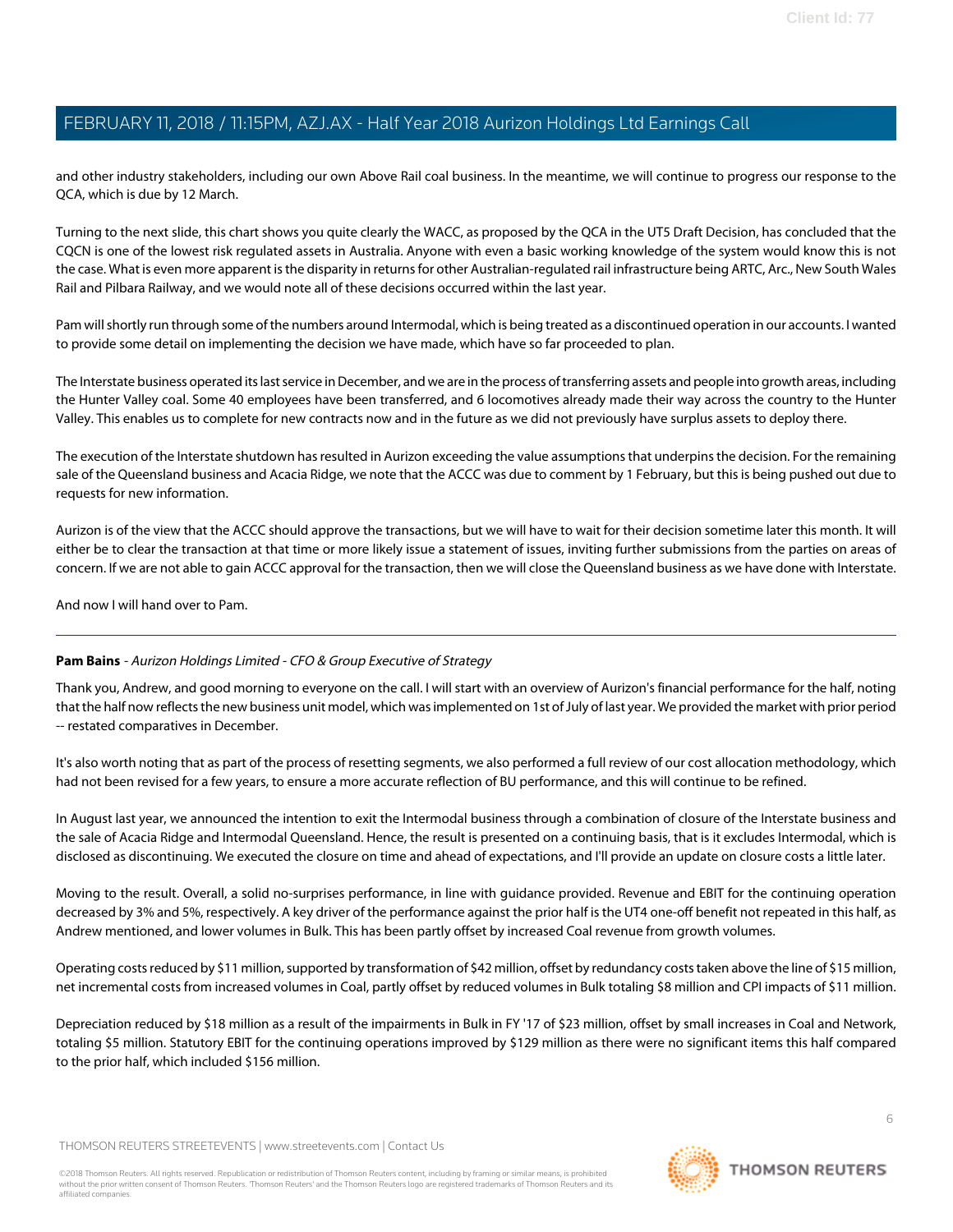and other industry stakeholders, including our own Above Rail coal business. In the meantime, we will continue to progress our response to the QCA, which is due by 12 March.

Turning to the next slide, this chart shows you quite clearly the WACC, as proposed by the QCA in the UT5 Draft Decision, has concluded that the CQCN is one of the lowest risk regulated assets in Australia. Anyone with even a basic working knowledge of the system would know this is not the case. What is even more apparent is the disparity in returns for other Australian-regulated rail infrastructure being ARTC, Arc., New South Wales Rail and Pilbara Railway, and we would note all of these decisions occurred within the last year.

Pam will shortly run through some of the numbers around Intermodal, which is being treated as a discontinued operation in our accounts. I wanted to provide some detail on implementing the decision we have made, which have so far proceeded to plan.

The Interstate business operated its last service in December, and we are in the process of transferring assets and people into growth areas, including the Hunter Valley coal. Some 40 employees have been transferred, and 6 locomotives already made their way across the country to the Hunter Valley. This enables us to complete for new contracts now and in the future as we did not previously have surplus assets to deploy there.

The execution of the Interstate shutdown has resulted in Aurizon exceeding the value assumptions that underpins the decision. For the remaining sale of the Queensland business and Acacia Ridge, we note that the ACCC was due to comment by 1 February, but this is being pushed out due to requests for new information.

Aurizon is of the view that the ACCC should approve the transactions, but we will have to wait for their decision sometime later this month. It will either be to clear the transaction at that time or more likely issue a statement of issues, inviting further submissions from the parties on areas of concern. If we are not able to gain ACCC approval for the transaction, then we will close the Queensland business as we have done with Interstate.

And now I will hand over to Pam.

---

**Pam Bains** - *Aurizon Holdings Limited - CFO & Group Executive of Strategy*

Thank you, Andrew, and good morning to everyone on the call. I will start with an overview of Aurizon's financial performance for the half, noting that the half now reflects the new business unit model, which was implemented on 1st of July of last year. We provided the market with prior period -- restated comparatives in December.

It's also worth noting that as part of the process of resetting segments, we also performed a full review of our cost allocation methodology, which had not been revised for a few years, to ensure a more accurate reflection of BU performance, and this will continue to be refined.

In August last year, we announced the intention to exit the Intermodal business through a combination of closure of the Interstate business and the sale of Acacia Ridge and Intermodal Queensland. Hence, the result is presented on a continuing basis, that is it excludes Intermodal, which is disclosed as discontinuing. We executed the closure on time and ahead of expectations, and I'll provide an update on closure costs a little later.

Moving to the result. Overall, a solid no-surprises performance, in line with guidance provided. Revenue and EBIT for the continuing operation decreased by 3% and 5%, respectively. A key driver of the performance against the prior half is the UT4 one-off benefit not repeated in this half, as Andrew mentioned, and lower volumes in Bulk. This has been partly offset by increased Coal revenue from growth volumes.

Operating costs reduced by $11 million, supported by transformation of $42 million, offset by redundancy costs taken above the line of $15 million, net incremental costs from increased volumes in Coal, partly offset by reduced volumes in Bulk totaling $8 million and CPI impacts of $11 million.

Depreciation reduced by $18 million as a result of the impairments in Bulk in FY '17 of $23 million, offset by small increases in Coal and Network, totaling $5 million. Statutory EBIT for the continuing operations improved by $129 million as there were no significant items this half compared to the prior half, which included $156 million.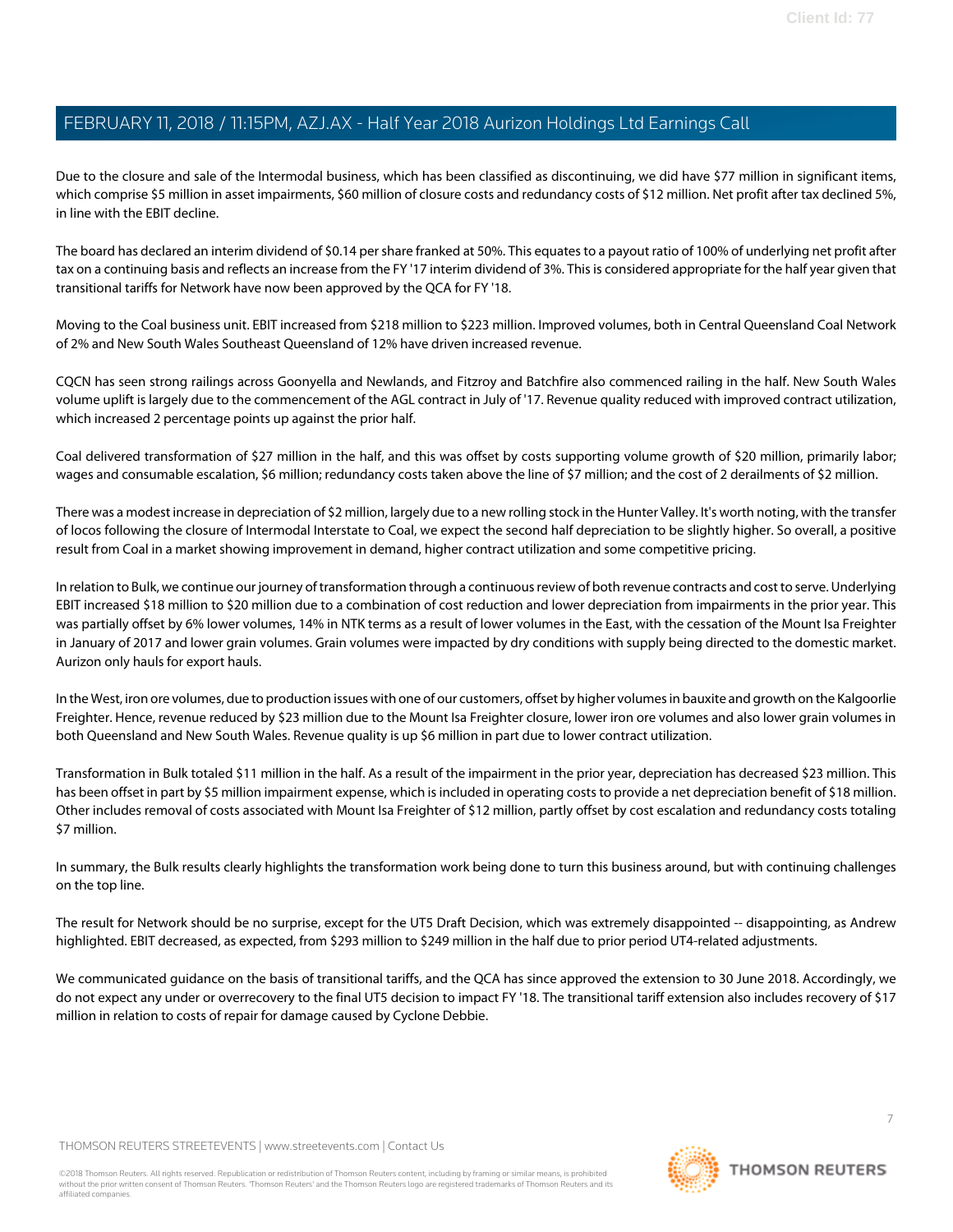Due to the closure and sale of the Intermodal business, which has been classified as discontinuing, we did have $77 million in significant items, which comprise $5 million in asset impairments, $60 million of closure costs and redundancy costs of $12 million. Net profit after tax declined 5%, in line with the EBIT decline.

The board has declared an interim dividend of $0.14 per share franked at 50%. This equates to a payout ratio of 100% of underlying net profit after tax on a continuing basis and reflects an increase from the FY '17 interim dividend of 3%. This is considered appropriate for the half year given that transitional tariffs for Network have now been approved by the QCA for FY '18.

Moving to the Coal business unit. EBIT increased from $218 million to $223 million. Improved volumes, both in Central Queensland Coal Network of 2% and New South Wales Southeast Queensland of 12% have driven increased revenue.

CQCN has seen strong railings across Goonyella and Newlands, and Fitzroy and Batchfire also commenced railing in the half. New South Wales volume uplift is largely due to the commencement of the AGL contract in July of '17. Revenue quality reduced with improved contract utilization, which increased 2 percentage points up against the prior half.

Coal delivered transformation of $27 million in the half, and this was offset by costs supporting volume growth of $20 million, primarily labor; wages and consumable escalation, $6 million; redundancy costs taken above the line of $7 million; and the cost of 2 derailments of $2 million.

There was a modest increase in depreciation of $2 million, largely due to a new rolling stock in the Hunter Valley. It's worth noting, with the transfer of locos following the closure of Intermodal Interstate to Coal, we expect the second half depreciation to be slightly higher. So overall, a positive result from Coal in a market showing improvement in demand, higher contract utilization and some competitive pricing.

In relation to Bulk, we continue our journey of transformation through a continuous review of both revenue contracts and cost to serve. Underlying EBIT increased $18 million to $20 million due to a combination of cost reduction and lower depreciation from impairments in the prior year. This was partially offset by 6% lower volumes, 14% in NTK terms as a result of lower volumes in the East, with the cessation of the Mount Isa Freighter in January of 2017 and lower grain volumes. Grain volumes were impacted by dry conditions with supply being directed to the domestic market. Aurizon only hauls for export hauls.

In the West, iron ore volumes, due to production issues with one of our customers, offset by higher volumes in bauxite and growth on the Kalgoorlie Freighter. Hence, revenue reduced by $23 million due to the Mount Isa Freighter closure, lower iron ore volumes and also lower grain volumes in both Queensland and New South Wales. Revenue quality is up $6 million in part due to lower contract utilization.

Transformation in Bulk totaled $11 million in the half. As a result of the impairment in the prior year, depreciation has decreased $23 million. This has been offset in part by $5 million impairment expense, which is included in operating costs to provide a net depreciation benefit of $18 million. Other includes removal of costs associated with Mount Isa Freighter of $12 million, partly offset by cost escalation and redundancy costs totaling $7 million.

In summary, the Bulk results clearly highlights the transformation work being done to turn this business around, but with continuing challenges on the top line.

The result for Network should be no surprise, except for the UT5 Draft Decision, which was extremely disappointed -- disappointing, as Andrew highlighted. EBIT decreased, as expected, from $293 million to $249 million in the half due to prior period UT4-related adjustments.

We communicated guidance on the basis of transitional tariffs, and the QCA has since approved the extension to 30 June 2018. Accordingly, we do not expect any under or overrecovery to the final UT5 decision to impact FY '18. The transitional tariff extension also includes recovery of $17 million in relation to costs of repair for damage caused by Cyclone Debbie.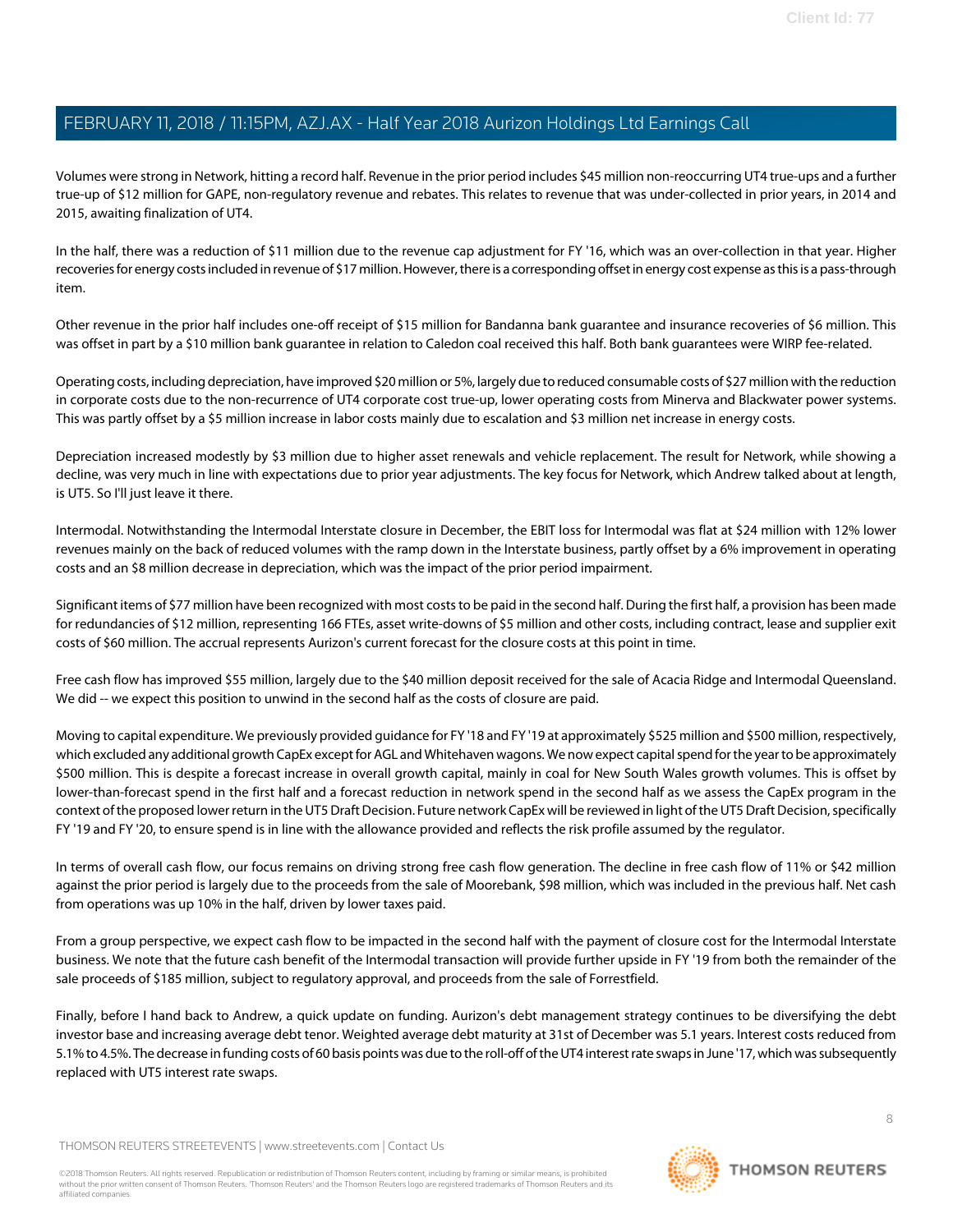Volumes were strong in Network, hitting a record half. Revenue in the prior period includes $45 million non-reoccurring UT4 true-ups and a further true-up of $12 million for GAPE, non-regulatory revenue and rebates. This relates to revenue that was under-collected in prior years, in 2014 and 2015, awaiting finalization of UT4.

In the half, there was a reduction of $11 million due to the revenue cap adjustment for FY '16, which was an over-collection in that year. Higher recoveries for energy costs included in revenue of $17 million. However, there is a corresponding offset in energy cost expense as this is a pass-through item.

Other revenue in the prior half includes one-off receipt of $15 million for Bandanna bank guarantee and insurance recoveries of $6 million. This was offset in part by a $10 million bank guarantee in relation to Caledon coal received this half. Both bank guarantees were WIRP fee-related.

Operating costs, including depreciation, have improved $20 million or 5%, largely due to reduced consumable costs of $27 million with the reduction in corporate costs due to the non-recurrence of UT4 corporate cost true-up, lower operating costs from Minerva and Blackwater power systems. This was partly offset by a $5 million increase in labor costs mainly due to escalation and $3 million net increase in energy costs.

Depreciation increased modestly by $3 million due to higher asset renewals and vehicle replacement. The result for Network, while showing a decline, was very much in line with expectations due to prior year adjustments. The key focus for Network, which Andrew talked about at length, is UT5. So I'll just leave it there.

Intermodal. Notwithstanding the Intermodal Interstate closure in December, the EBIT loss for Intermodal was flat at $24 million with 12% lower revenues mainly on the back of reduced volumes with the ramp down in the Interstate business, partly offset by a 6% improvement in operating costs and an $8 million decrease in depreciation, which was the impact of the prior period impairment.

Significant items of $77 million have been recognized with most costs to be paid in the second half. During the first half, a provision has been made for redundancies of $12 million, representing 166 FTEs, asset write-downs of $5 million and other costs, including contract, lease and supplier exit costs of $60 million. The accrual represents Aurizon's current forecast for the closure costs at this point in time.

Free cash flow has improved $55 million, largely due to the $40 million deposit received for the sale of Acacia Ridge and Intermodal Queensland. We did -- we expect this position to unwind in the second half as the costs of closure are paid.

Moving to capital expenditure. We previously provided guidance for FY '18 and FY '19 at approximately $525 million and $500 million, respectively, which excluded any additional growth CapEx except for AGL and Whitehaven wagons. We now expect capital spend for the year to be approximately $500 million. This is despite a forecast increase in overall growth capital, mainly in coal for New South Wales growth volumes. This is offset by lower-than-forecast spend in the first half and a forecast reduction in network spend in the second half as we assess the CapEx program in the context of the proposed lower return in the UT5 Draft Decision. Future network CapEx will be reviewed in light of the UT5 Draft Decision, specifically FY '19 and FY '20, to ensure spend is in line with the allowance provided and reflects the risk profile assumed by the regulator.

In terms of overall cash flow, our focus remains on driving strong free cash flow generation. The decline in free cash flow of 11% or $42 million against the prior period is largely due to the proceeds from the sale of Moorebank, $98 million, which was included in the previous half. Net cash from operations was up 10% in the half, driven by lower taxes paid.

From a group perspective, we expect cash flow to be impacted in the second half with the payment of closure cost for the Intermodal Interstate business. We note that the future cash benefit of the Intermodal transaction will provide further upside in FY '19 from both the remainder of the sale proceeds of $185 million, subject to regulatory approval, and proceeds from the sale of Forrestfield.

Finally, before I hand back to Andrew, a quick update on funding. Aurizon's debt management strategy continues to be diversifying the debt investor base and increasing average debt tenor. Weighted average debt maturity at 31st of December was 5.1 years. Interest costs reduced from 5.1% to 4.5%. The decrease in funding costs of 60 basis points was due to the roll-off of the UT4 interest rate swaps in June '17, which was subsequently replaced with UT5 interest rate swaps.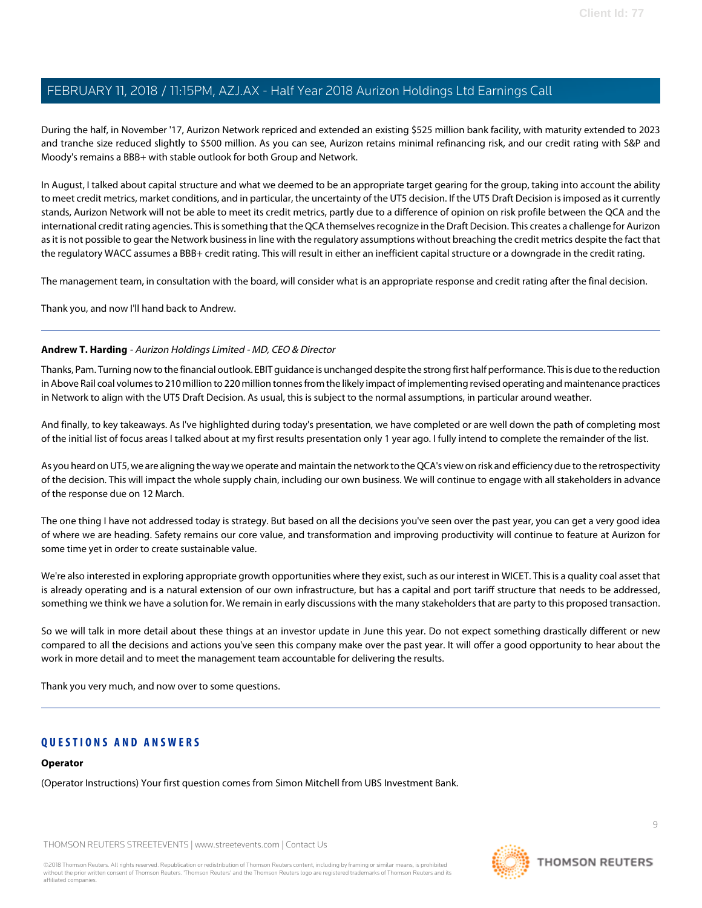During the half, in November '17, Aurizon Network repriced and extended an existing $525 million bank facility, with maturity extended to 2023 and tranche size reduced slightly to $500 million. As you can see, Aurizon retains minimal refinancing risk, and our credit rating with S&P and Moody's remains a BBB+ with stable outlook for both Group and Network.

In August, I talked about capital structure and what we deemed to be an appropriate target gearing for the group, taking into account the ability to meet credit metrics, market conditions, and in particular, the uncertainty of the UT5 decision. If the UT5 Draft Decision is imposed as it currently stands, Aurizon Network will not be able to meet its credit metrics, partly due to a difference of opinion on risk profile between the QCA and the international credit rating agencies. This is something that the QCA themselves recognize in the Draft Decision. This creates a challenge for Aurizon as it is not possible to gear the Network business in line with the regulatory assumptions without breaching the credit metrics despite the fact that the regulatory WACC assumes a BBB+ credit rating. This will result in either an inefficient capital structure or a downgrade in the credit rating.

The management team, in consultation with the board, will consider what is an appropriate response and credit rating after the final decision.

Thank you, and now I'll hand back to Andrew.

---

**Andrew T. Harding** - *Aurizon Holdings Limited - MD, CEO & Director*

Thanks, Pam. Turning now to the financial outlook. EBIT guidance is unchanged despite the strong first half performance. This is due to the reduction in Above Rail coal volumes to 210 million to 220 million tonnes from the likely impact of implementing revised operating and maintenance practices in Network to align with the UT5 Draft Decision. As usual, this is subject to the normal assumptions, in particular around weather.

And finally, to key takeaways. As I've highlighted during today's presentation, we have completed or are well down the path of completing most of the initial list of focus areas I talked about at my first results presentation only 1 year ago. I fully intend to complete the remainder of the list.

As you heard on UT5, we are aligning the way we operate and maintain the network to the QCA's view on risk and efficiency due to the retrospectivity of the decision. This will impact the whole supply chain, including our own business. We will continue to engage with all stakeholders in advance of the response due on 12 March.

The one thing I have not addressed today is strategy. But based on all the decisions you've seen over the past year, you can get a very good idea of where we are heading. Safety remains our core value, and transformation and improving productivity will continue to feature at Aurizon for some time yet in order to create sustainable value.

We're also interested in exploring appropriate growth opportunities where they exist, such as our interest in WICET. This is a quality coal asset that is already operating and is a natural extension of our own infrastructure, but has a capital and port tariff structure that needs to be addressed, something we think we have a solution for. We remain in early discussions with the many stakeholders that are party to this proposed transaction.

So we will talk in more detail about these things at an investor update in June this year. Do not expect something drastically different or new compared to all the decisions and actions you've seen this company make over the past year. It will offer a good opportunity to hear about the work in more detail and to meet the management team accountable for delivering the results.

Thank you very much, and now over to some questions.

---

## QUESTIONS AND ANSWERS

**Operator**

(Operator Instructions) Your first question comes from Simon Mitchell from UBS Investment Bank.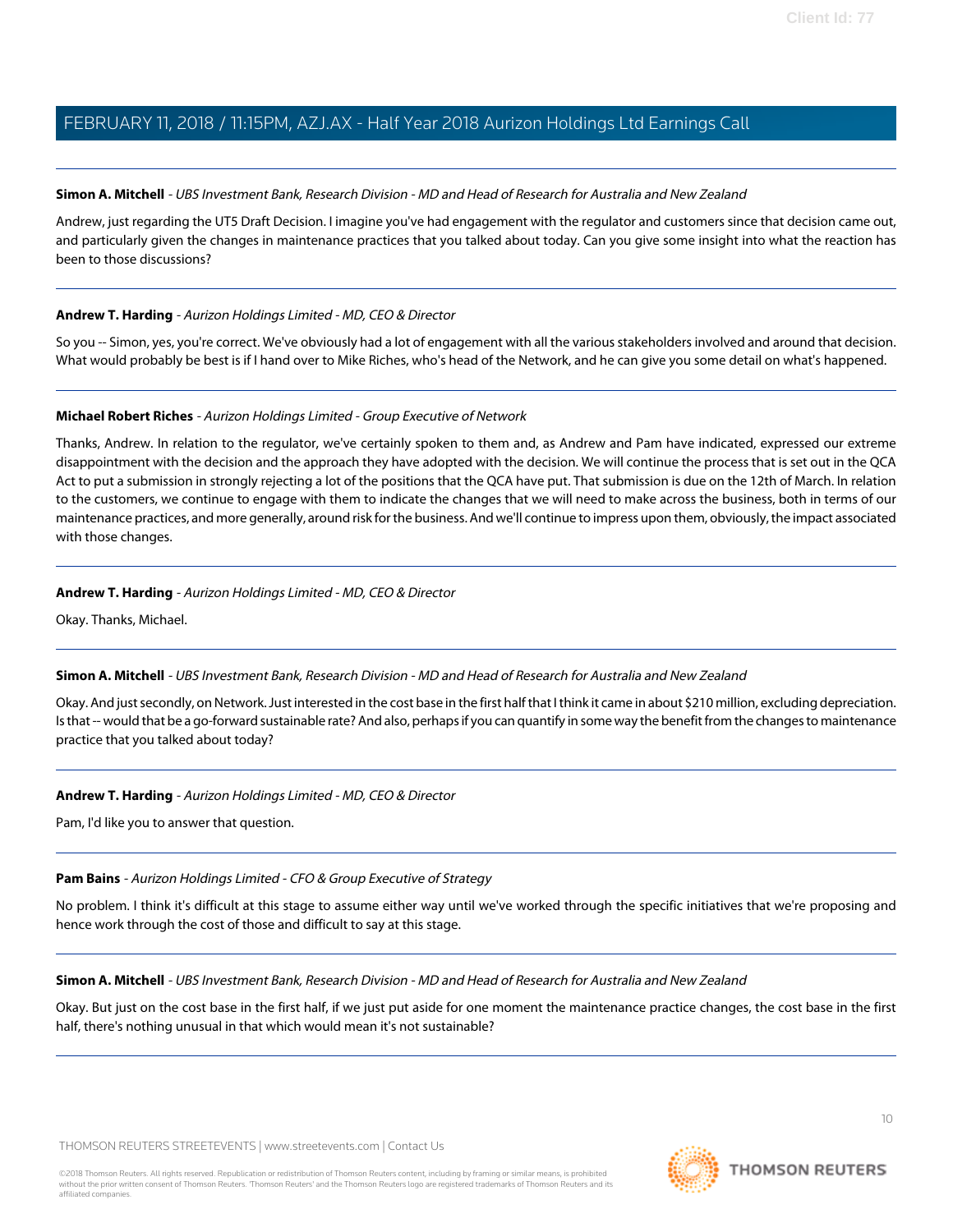**Simon A. Mitchell** - *UBS Investment Bank, Research Division - MD and Head of Research for Australia and New Zealand*

Andrew, just regarding the UT5 Draft Decision. I imagine you've had engagement with the regulator and customers since that decision came out, and particularly given the changes in maintenance practices that you talked about today. Can you give some insight into what the reaction has been to those discussions?

---

**Andrew T. Harding** - *Aurizon Holdings Limited - MD, CEO & Director*

So you -- Simon, yes, you're correct. We've obviously had a lot of engagement with all the various stakeholders involved and around that decision. What would probably be best is if I hand over to Mike Riches, who's head of the Network, and he can give you some detail on what's happened.

---

**Michael Robert Riches** - *Aurizon Holdings Limited - Group Executive of Network*

Thanks, Andrew. In relation to the regulator, we've certainly spoken to them and, as Andrew and Pam have indicated, expressed our extreme disappointment with the decision and the approach they have adopted with the decision. We will continue the process that is set out in the QCA Act to put a submission in strongly rejecting a lot of the positions that the QCA have put. That submission is due on the 12th of March. In relation to the customers, we continue to engage with them to indicate the changes that we will need to make across the business, both in terms of our maintenance practices, and more generally, around risk for the business. And we'll continue to impress upon them, obviously, the impact associated with those changes.

---

**Andrew T. Harding** - *Aurizon Holdings Limited - MD, CEO & Director*

Okay. Thanks, Michael.

---

**Simon A. Mitchell** - *UBS Investment Bank, Research Division - MD and Head of Research for Australia and New Zealand*

Okay. And just secondly, on Network. Just interested in the cost base in the first half that I think it came in about $210 million, excluding depreciation. Is that -- would that be a go-forward sustainable rate? And also, perhaps if you can quantify in some way the benefit from the changes to maintenance practice that you talked about today?

---

**Andrew T. Harding** - *Aurizon Holdings Limited - MD, CEO & Director*

Pam, I'd like you to answer that question.

---

**Pam Bains** - *Aurizon Holdings Limited - CFO & Group Executive of Strategy*

No problem. I think it's difficult at this stage to assume either way until we've worked through the specific initiatives that we're proposing and hence work through the cost of those and difficult to say at this stage.

---

**Simon A. Mitchell** - *UBS Investment Bank, Research Division - MD and Head of Research for Australia and New Zealand*

Okay. But just on the cost base in the first half, if we just put aside for one moment the maintenance practice changes, the cost base in the first half, there's nothing unusual in that which would mean it's not sustainable?

---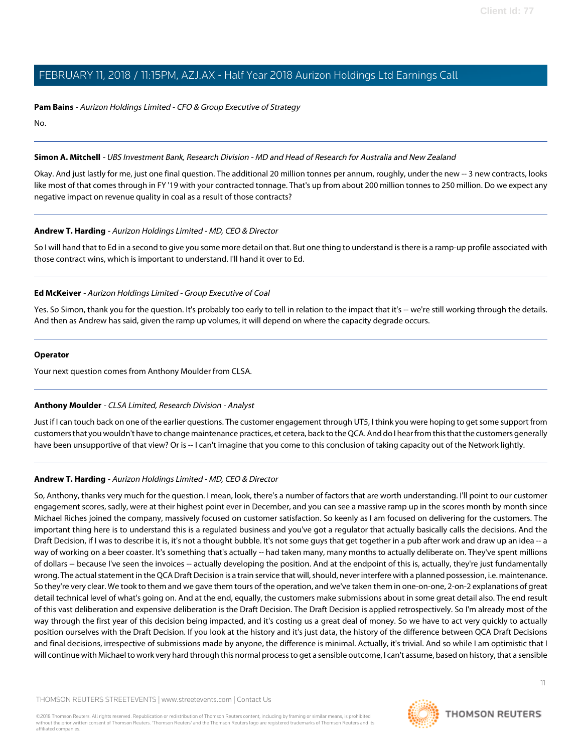**Pam Bains** - *Aurizon Holdings Limited - CFO & Group Executive of Strategy*

No.

---

**Simon A. Mitchell** - *UBS Investment Bank, Research Division - MD and Head of Research for Australia and New Zealand*

Okay. And just lastly for me, just one final question. The additional 20 million tonnes per annum, roughly, under the new -- 3 new contracts, looks like most of that comes through in FY '19 with your contracted tonnage. That's up from about 200 million tonnes to 250 million. Do we expect any negative impact on revenue quality in coal as a result of those contracts?

---

**Andrew T. Harding** - *Aurizon Holdings Limited - MD, CEO & Director*

So I will hand that to Ed in a second to give you some more detail on that. But one thing to understand is there is a ramp-up profile associated with those contract wins, which is important to understand. I'll hand it over to Ed.

---

**Ed McKeiver** - *Aurizon Holdings Limited - Group Executive of Coal*

Yes. So Simon, thank you for the question. It's probably too early to tell in relation to the impact that it's -- we're still working through the details. And then as Andrew has said, given the ramp up volumes, it will depend on where the capacity degrade occurs.

---

**Operator**

Your next question comes from Anthony Moulder from CLSA.

---

**Anthony Moulder** - *CLSA Limited, Research Division - Analyst*

Just if I can touch back on one of the earlier questions. The customer engagement through UT5, I think you were hoping to get some support from customers that you wouldn't have to change maintenance practices, et cetera, back to the QCA. And do I hear from this that the customers generally have been unsupportive of that view? Or is -- I can't imagine that you come to this conclusion of taking capacity out of the Network lightly.

---

**Andrew T. Harding** - *Aurizon Holdings Limited - MD, CEO & Director*

So, Anthony, thanks very much for the question. I mean, look, there's a number of factors that are worth understanding. I'll point to our customer engagement scores, sadly, were at their highest point ever in December, and you can see a massive ramp up in the scores month by month since Michael Riches joined the company, massively focused on customer satisfaction. So keenly as I am focused on delivering for the customers. The important thing here is to understand this is a regulated business and you've got a regulator that actually basically calls the decisions. And the Draft Decision, if I was to describe it is, it's not a thought bubble. It's not some guys that get together in a pub after work and draw up an idea -- a way of working on a beer coaster. It's something that's actually -- had taken many, many months to actually deliberate on. They've spent millions of dollars -- because I've seen the invoices -- actually developing the position. And at the endpoint of this is, actually, they're just fundamentally wrong. The actual statement in the QCA Draft Decision is a train service that will, should, never interfere with a planned possession, i.e. maintenance. So they're very clear. We took to them and we gave them tours of the operation, and we've taken them in one-on-one, 2-on-2 explanations of great detail technical level of what's going on. And at the end, equally, the customers make submissions about in some great detail also. The end result of this vast deliberation and expensive deliberation is the Draft Decision. The Draft Decision is applied retrospectively. So I'm already most of the way through the first year of this decision being impacted, and it's costing us a great deal of money. So we have to act very quickly to actually position ourselves with the Draft Decision. If you look at the history and it's just data, the history of the difference between QCA Draft Decisions and final decisions, irrespective of submissions made by anyone, the difference is minimal. Actually, it's trivial. And so while I am optimistic that I will continue with Michael to work very hard through this normal process to get a sensible outcome, I can't assume, based on history, that a sensible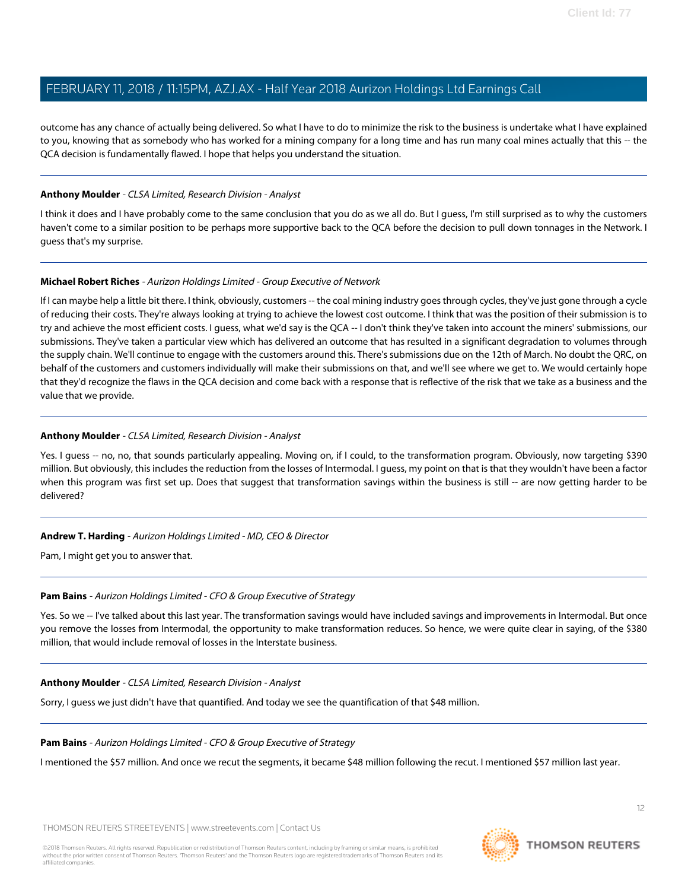outcome has any chance of actually being delivered. So what I have to do to minimize the risk to the business is undertake what I have explained to you, knowing that as somebody who has worked for a mining company for a long time and has run many coal mines actually that this -- the QCA decision is fundamentally flawed. I hope that helps you understand the situation.

---

**Anthony Moulder** - *CLSA Limited, Research Division - Analyst*

I think it does and I have probably come to the same conclusion that you do as we all do. But I guess, I'm still surprised as to why the customers haven't come to a similar position to be perhaps more supportive back to the QCA before the decision to pull down tonnages in the Network. I guess that's my surprise.

---

**Michael Robert Riches** - *Aurizon Holdings Limited - Group Executive of Network*

If I can maybe help a little bit there. I think, obviously, customers -- the coal mining industry goes through cycles, they've just gone through a cycle of reducing their costs. They're always looking at trying to achieve the lowest cost outcome. I think that was the position of their submission is to try and achieve the most efficient costs. I guess, what we'd say is the QCA -- I don't think they've taken into account the miners' submissions, our submissions. They've taken a particular view which has delivered an outcome that has resulted in a significant degradation to volumes through the supply chain. We'll continue to engage with the customers around this. There's submissions due on the 12th of March. No doubt the QRC, on behalf of the customers and customers individually will make their submissions on that, and we'll see where we get to. We would certainly hope that they'd recognize the flaws in the QCA decision and come back with a response that is reflective of the risk that we take as a business and the value that we provide.

---

**Anthony Moulder** - *CLSA Limited, Research Division - Analyst*

Yes. I guess -- no, no, that sounds particularly appealing. Moving on, if I could, to the transformation program. Obviously, now targeting $390 million. But obviously, this includes the reduction from the losses of Intermodal. I guess, my point on that is that they wouldn't have been a factor when this program was first set up. Does that suggest that transformation savings within the business is still -- are now getting harder to be delivered?

---

**Andrew T. Harding** - *Aurizon Holdings Limited - MD, CEO & Director*

Pam, I might get you to answer that.

---

**Pam Bains** - *Aurizon Holdings Limited - CFO & Group Executive of Strategy*

Yes. So we -- I've talked about this last year. The transformation savings would have included savings and improvements in Intermodal. But once you remove the losses from Intermodal, the opportunity to make transformation reduces. So hence, we were quite clear in saying, of the $380 million, that would include removal of losses in the Interstate business.

---

**Anthony Moulder** - *CLSA Limited, Research Division - Analyst*

Sorry, I guess we just didn't have that quantified. And today we see the quantification of that $48 million.

---

**Pam Bains** - *Aurizon Holdings Limited - CFO & Group Executive of Strategy*

I mentioned the $57 million. And once we recut the segments, it became $48 million following the recut. I mentioned $57 million last year.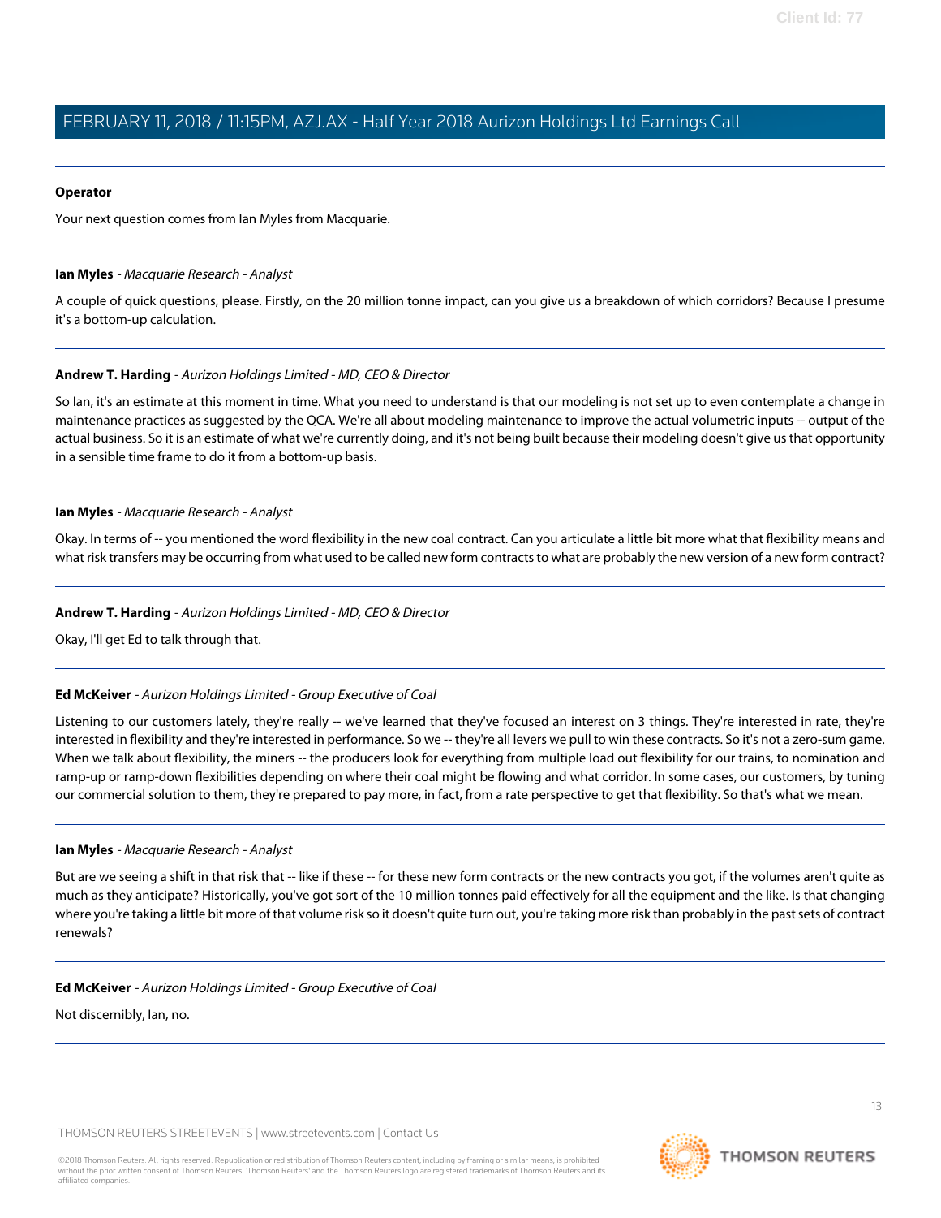**Operator**

Your next question comes from Ian Myles from Macquarie.

---

**Ian Myles** - *Macquarie Research - Analyst*

A couple of quick questions, please. Firstly, on the 20 million tonne impact, can you give us a breakdown of which corridors? Because I presume it's a bottom-up calculation.

---

**Andrew T. Harding** - *Aurizon Holdings Limited - MD, CEO & Director*

So Ian, it's an estimate at this moment in time. What you need to understand is that our modeling is not set up to even contemplate a change in maintenance practices as suggested by the QCA. We're all about modeling maintenance to improve the actual volumetric inputs -- output of the actual business. So it is an estimate of what we're currently doing, and it's not being built because their modeling doesn't give us that opportunity in a sensible time frame to do it from a bottom-up basis.

---

**Ian Myles** - *Macquarie Research - Analyst*

Okay. In terms of -- you mentioned the word flexibility in the new coal contract. Can you articulate a little bit more what that flexibility means and what risk transfers may be occurring from what used to be called new form contracts to what are probably the new version of a new form contract?

---

**Andrew T. Harding** - *Aurizon Holdings Limited - MD, CEO & Director*

Okay, I'll get Ed to talk through that.

---

**Ed McKeiver** - *Aurizon Holdings Limited - Group Executive of Coal*

Listening to our customers lately, they're really -- we've learned that they've focused an interest on 3 things. They're interested in rate, they're interested in flexibility and they're interested in performance. So we -- they're all levers we pull to win these contracts. So it's not a zero-sum game. When we talk about flexibility, the miners -- the producers look for everything from multiple load out flexibility for our trains, to nomination and ramp-up or ramp-down flexibilities depending on where their coal might be flowing and what corridor. In some cases, our customers, by tuning our commercial solution to them, they're prepared to pay more, in fact, from a rate perspective to get that flexibility. So that's what we mean.

---

**Ian Myles** - *Macquarie Research - Analyst*

But are we seeing a shift in that risk that -- like if these -- for these new form contracts or the new contracts you got, if the volumes aren't quite as much as they anticipate? Historically, you've got sort of the 10 million tonnes paid effectively for all the equipment and the like. Is that changing where you're taking a little bit more of that volume risk so it doesn't quite turn out, you're taking more risk than probably in the past sets of contract renewals?

---

**Ed McKeiver** - *Aurizon Holdings Limited - Group Executive of Coal*

Not discernibly, Ian, no.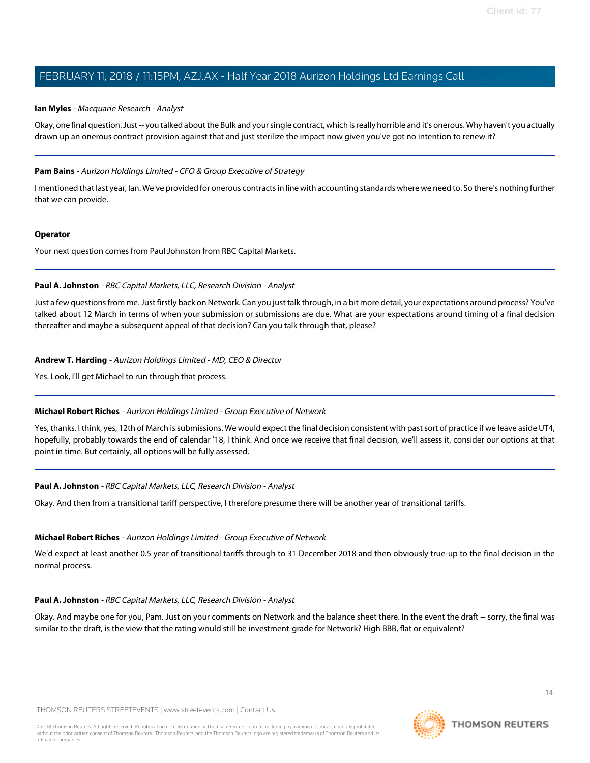**Ian Myles** - *Macquarie Research - Analyst*

Okay, one final question. Just -- you talked about the Bulk and your single contract, which is really horrible and it's onerous. Why haven't you actually drawn up an onerous contract provision against that and just sterilize the impact now given you've got no intention to renew it?

---

**Pam Bains** - *Aurizon Holdings Limited - CFO & Group Executive of Strategy*

I mentioned that last year, Ian. We've provided for onerous contracts in line with accounting standards where we need to. So there's nothing further that we can provide.

---

**Operator**

Your next question comes from Paul Johnston from RBC Capital Markets.

---

**Paul A. Johnston** - *RBC Capital Markets, LLC, Research Division - Analyst*

Just a few questions from me. Just firstly back on Network. Can you just talk through, in a bit more detail, your expectations around process? You've talked about 12 March in terms of when your submission or submissions are due. What are your expectations around timing of a final decision thereafter and maybe a subsequent appeal of that decision? Can you talk through that, please?

---

**Andrew T. Harding** - *Aurizon Holdings Limited - MD, CEO & Director*

Yes. Look, I'll get Michael to run through that process.

---

**Michael Robert Riches** - *Aurizon Holdings Limited - Group Executive of Network*

Yes, thanks. I think, yes, 12th of March is submissions. We would expect the final decision consistent with past sort of practice if we leave aside UT4, hopefully, probably towards the end of calendar '18, I think. And once we receive that final decision, we'll assess it, consider our options at that point in time. But certainly, all options will be fully assessed.

---

**Paul A. Johnston** - *RBC Capital Markets, LLC, Research Division - Analyst*

Okay. And then from a transitional tariff perspective, I therefore presume there will be another year of transitional tariffs.

---

**Michael Robert Riches** - *Aurizon Holdings Limited - Group Executive of Network*

We'd expect at least another 0.5 year of transitional tariffs through to 31 December 2018 and then obviously true-up to the final decision in the normal process.

---

**Paul A. Johnston** - *RBC Capital Markets, LLC, Research Division - Analyst*

Okay. And maybe one for you, Pam. Just on your comments on Network and the balance sheet there. In the event the draft -- sorry, the final was similar to the draft, is the view that the rating would still be investment-grade for Network? High BBB, flat or equivalent?

---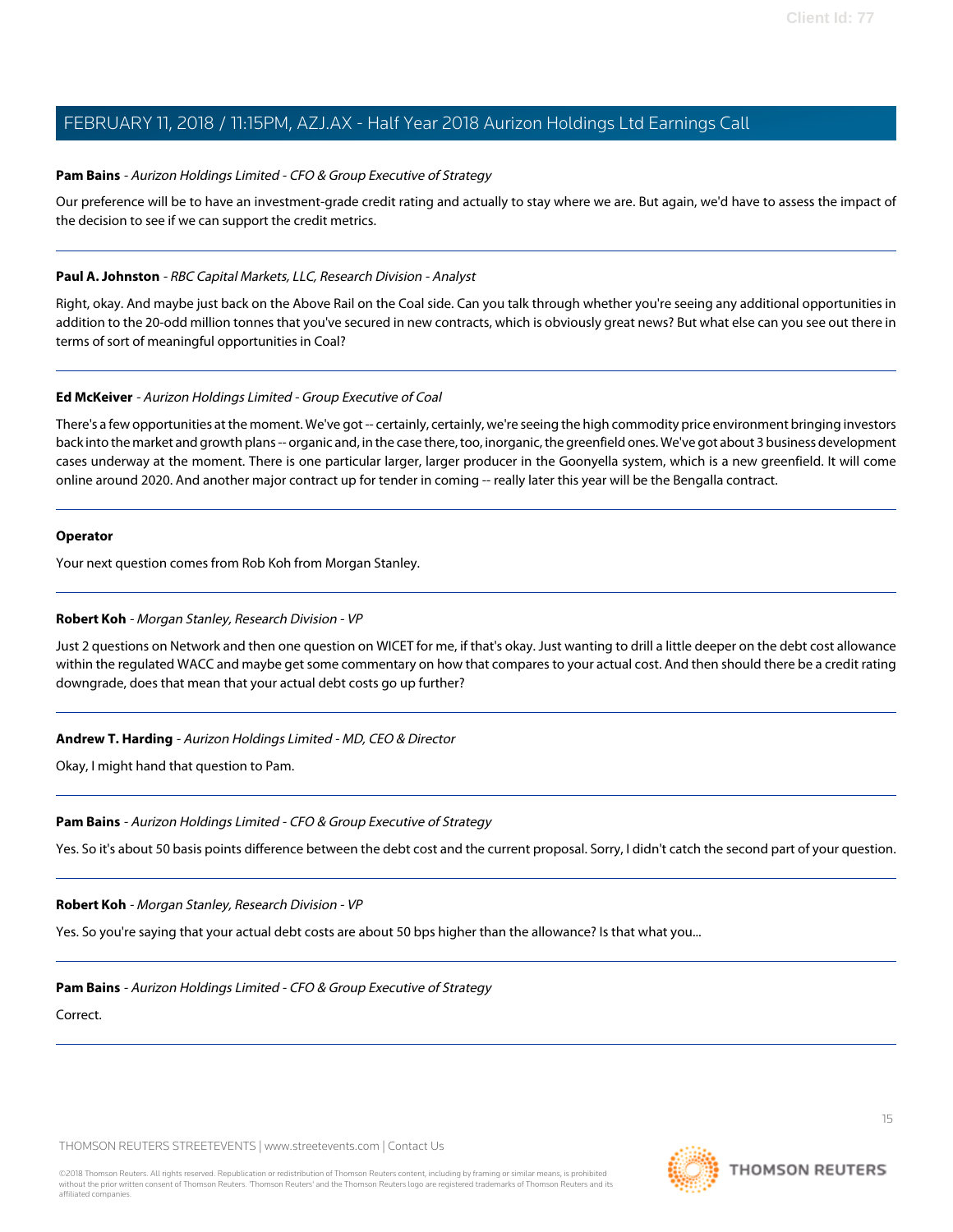**Pam Bains** - *Aurizon Holdings Limited - CFO & Group Executive of Strategy*

Our preference will be to have an investment-grade credit rating and actually to stay where we are. But again, we'd have to assess the impact of the decision to see if we can support the credit metrics.

---

**Paul A. Johnston** - *RBC Capital Markets, LLC, Research Division - Analyst*

Right, okay. And maybe just back on the Above Rail on the Coal side. Can you talk through whether you're seeing any additional opportunities in addition to the 20-odd million tonnes that you've secured in new contracts, which is obviously great news? But what else can you see out there in terms of sort of meaningful opportunities in Coal?

---

**Ed McKeiver** - *Aurizon Holdings Limited - Group Executive of Coal*

There's a few opportunities at the moment. We've got -- certainly, certainly, we're seeing the high commodity price environment bringing investors back into the market and growth plans -- organic and, in the case there, too, inorganic, the greenfield ones. We've got about 3 business development cases underway at the moment. There is one particular larger, larger producer in the Goonyella system, which is a new greenfield. It will come online around 2020. And another major contract up for tender in coming -- really later this year will be the Bengalla contract.

---

**Operator**

Your next question comes from Rob Koh from Morgan Stanley.

---

**Robert Koh** - *Morgan Stanley, Research Division - VP*

Just 2 questions on Network and then one question on WICET for me, if that's okay. Just wanting to drill a little deeper on the debt cost allowance within the regulated WACC and maybe get some commentary on how that compares to your actual cost. And then should there be a credit rating downgrade, does that mean that your actual debt costs go up further?

---

**Andrew T. Harding** - *Aurizon Holdings Limited - MD, CEO & Director*

Okay, I might hand that question to Pam.

---

**Pam Bains** - *Aurizon Holdings Limited - CFO & Group Executive of Strategy*

Yes. So it's about 50 basis points difference between the debt cost and the current proposal. Sorry, I didn't catch the second part of your question.

---

**Robert Koh** - *Morgan Stanley, Research Division - VP*

Yes. So you're saying that your actual debt costs are about 50 bps higher than the allowance? Is that what you...

---

**Pam Bains** - *Aurizon Holdings Limited - CFO & Group Executive of Strategy*

Correct.

---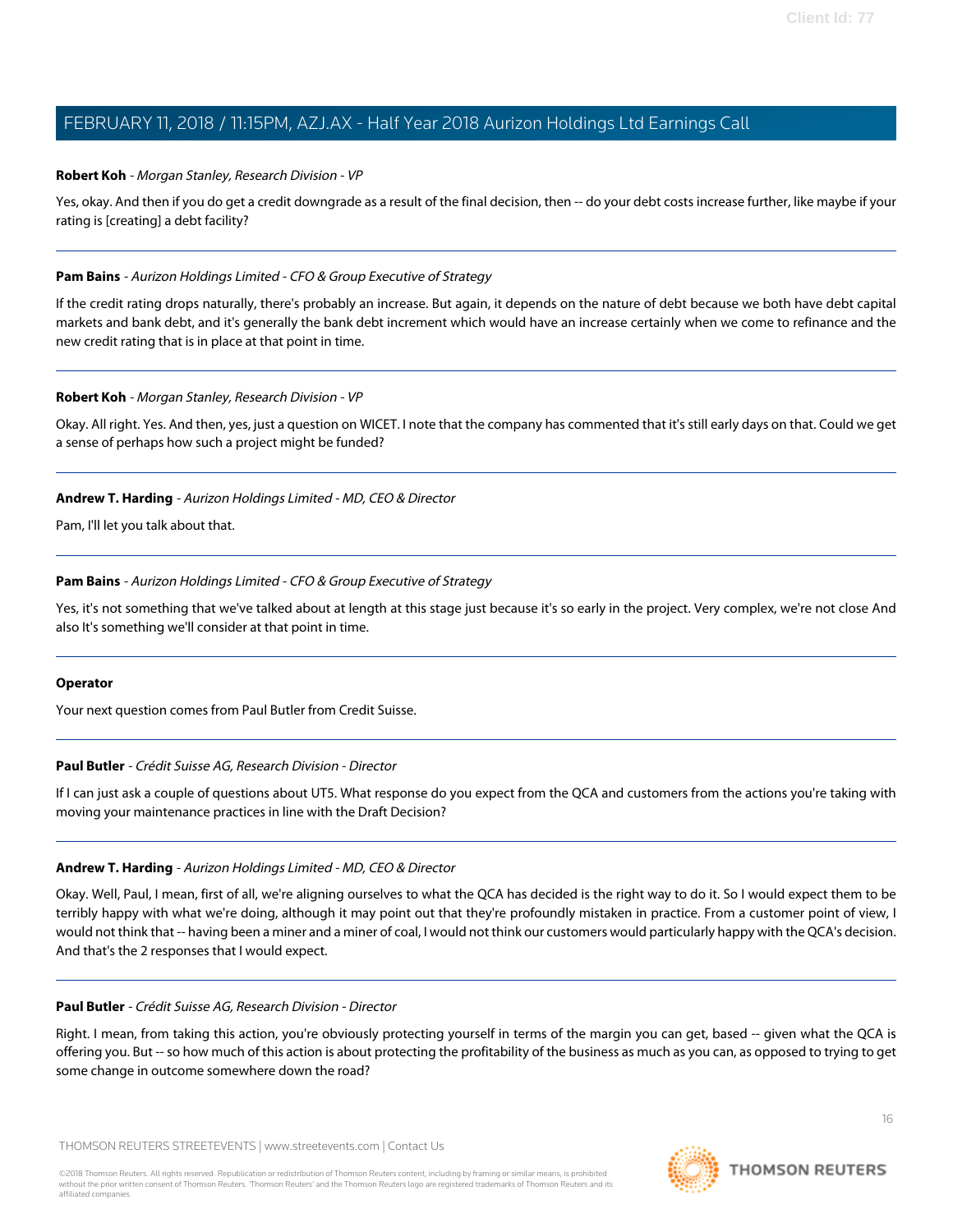**Robert Koh** - *Morgan Stanley, Research Division - VP*

Yes, okay. And then if you do get a credit downgrade as a result of the final decision, then -- do your debt costs increase further, like maybe if your rating is [creating] a debt facility?

---

**Pam Bains** - *Aurizon Holdings Limited - CFO & Group Executive of Strategy*

If the credit rating drops naturally, there's probably an increase. But again, it depends on the nature of debt because we both have debt capital markets and bank debt, and it's generally the bank debt increment which would have an increase certainly when we come to refinance and the new credit rating that is in place at that point in time.

---

**Robert Koh** - *Morgan Stanley, Research Division - VP*

Okay. All right. Yes. And then, yes, just a question on WICET. I note that the company has commented that it's still early days on that. Could we get a sense of perhaps how such a project might be funded?

---

**Andrew T. Harding** - *Aurizon Holdings Limited - MD, CEO & Director*

Pam, I'll let you talk about that.

---

**Pam Bains** - *Aurizon Holdings Limited - CFO & Group Executive of Strategy*

Yes, it's not something that we've talked about at length at this stage just because it's so early in the project. Very complex, we're not close And also It's something we'll consider at that point in time.

---

**Operator**

Your next question comes from Paul Butler from Credit Suisse.

---

**Paul Butler** - *Crédit Suisse AG, Research Division - Director*

If I can just ask a couple of questions about UT5. What response do you expect from the QCA and customers from the actions you're taking with moving your maintenance practices in line with the Draft Decision?

---

**Andrew T. Harding** - *Aurizon Holdings Limited - MD, CEO & Director*

Okay. Well, Paul, I mean, first of all, we're aligning ourselves to what the QCA has decided is the right way to do it. So I would expect them to be terribly happy with what we're doing, although it may point out that they're profoundly mistaken in practice. From a customer point of view, I would not think that -- having been a miner and a miner of coal, I would not think our customers would particularly happy with the QCA's decision. And that's the 2 responses that I would expect.

---

**Paul Butler** - *Crédit Suisse AG, Research Division - Director*

Right. I mean, from taking this action, you're obviously protecting yourself in terms of the margin you can get, based -- given what the QCA is offering you. But -- so how much of this action is about protecting the profitability of the business as much as you can, as opposed to trying to get some change in outcome somewhere down the road?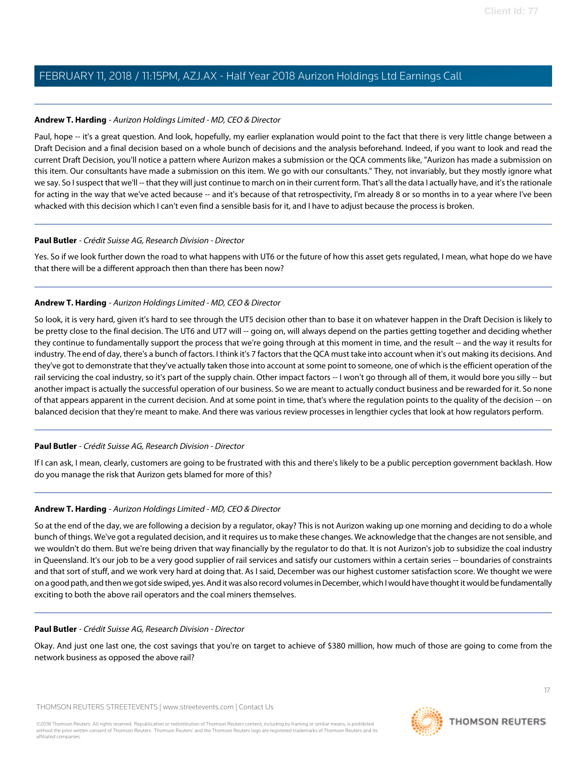**Andrew T. Harding** - *Aurizon Holdings Limited - MD, CEO & Director*

Paul, hope -- it's a great question. And look, hopefully, my earlier explanation would point to the fact that there is very little change between a Draft Decision and a final decision based on a whole bunch of decisions and the analysis beforehand. Indeed, if you want to look and read the current Draft Decision, you'll notice a pattern where Aurizon makes a submission or the QCA comments like, "Aurizon has made a submission on this item. Our consultants have made a submission on this item. We go with our consultants." They, not invariably, but they mostly ignore what we say. So I suspect that we'll -- that they will just continue to march on in their current form. That's all the data I actually have, and it's the rationale for acting in the way that we've acted because -- and it's because of that retrospectivity, I'm already 8 or so months in to a year where I've been whacked with this decision which I can't even find a sensible basis for it, and I have to adjust because the process is broken.

**Paul Butler** - *Crédit Suisse AG, Research Division - Director*

Yes. So if we look further down the road to what happens with UT6 or the future of how this asset gets regulated, I mean, what hope do we have that there will be a different approach then than there has been now?

**Andrew T. Harding** - *Aurizon Holdings Limited - MD, CEO & Director*

So look, it is very hard, given it's hard to see through the UT5 decision other than to base it on whatever happen in the Draft Decision is likely to be pretty close to the final decision. The UT6 and UT7 will -- going on, will always depend on the parties getting together and deciding whether they continue to fundamentally support the process that we're going through at this moment in time, and the result -- and the way it results for industry. The end of day, there's a bunch of factors. I think it's 7 factors that the QCA must take into account when it's out making its decisions. And they've got to demonstrate that they've actually taken those into account at some point to someone, one of which is the efficient operation of the rail servicing the coal industry, so it's part of the supply chain. Other impact factors -- I won't go through all of them, it would bore you silly -- but another impact is actually the successful operation of our business. So we are meant to actually conduct business and be rewarded for it. So none of that appears apparent in the current decision. And at some point in time, that's where the regulation points to the quality of the decision -- on balanced decision that they're meant to make. And there was various review processes in lengthier cycles that look at how regulators perform.

**Paul Butler** - *Crédit Suisse AG, Research Division - Director*

If I can ask, I mean, clearly, customers are going to be frustrated with this and there's likely to be a public perception government backlash. How do you manage the risk that Aurizon gets blamed for more of this?

**Andrew T. Harding** - *Aurizon Holdings Limited - MD, CEO & Director*

So at the end of the day, we are following a decision by a regulator, okay? This is not Aurizon waking up one morning and deciding to do a whole bunch of things. We've got a regulated decision, and it requires us to make these changes. We acknowledge that the changes are not sensible, and we wouldn't do them. But we're being driven that way financially by the regulator to do that. It is not Aurizon's job to subsidize the coal industry in Queensland. It's our job to be a very good supplier of rail services and satisfy our customers within a certain series -- boundaries of constraints and that sort of stuff, and we work very hard at doing that. As I said, December was our highest customer satisfaction score. We thought we were on a good path, and then we got side swiped, yes. And it was also record volumes in December, which I would have thought it would be fundamentally exciting to both the above rail operators and the coal miners themselves.

**Paul Butler** - *Crédit Suisse AG, Research Division - Director*

Okay. And just one last one, the cost savings that you're on target to achieve of $380 million, how much of those are going to come from the network business as opposed the above rail?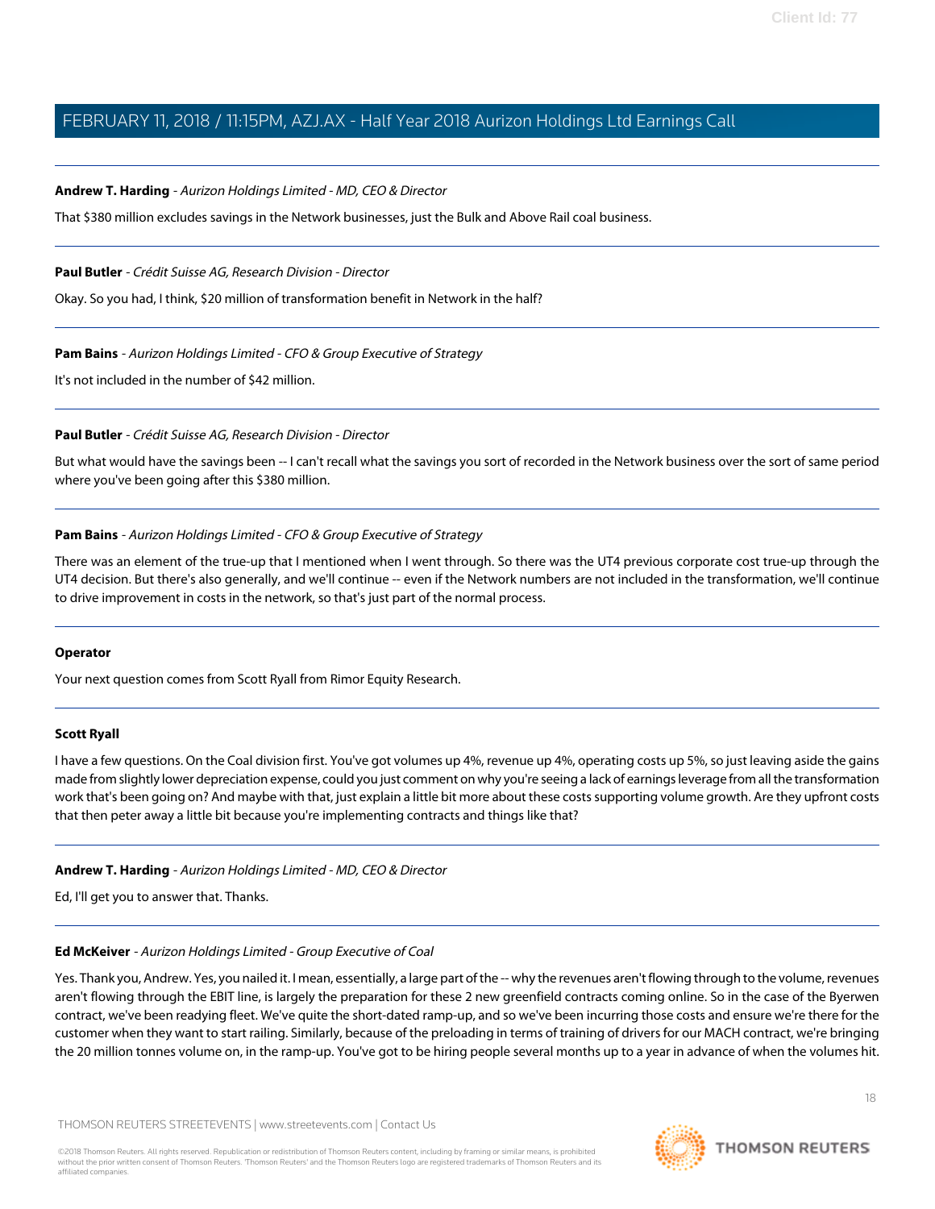**Andrew T. Harding** - *Aurizon Holdings Limited - MD, CEO & Director*

That $380 million excludes savings in the Network businesses, just the Bulk and Above Rail coal business.

---

**Paul Butler** - *Crédit Suisse AG, Research Division - Director*

Okay. So you had, I think, $20 million of transformation benefit in Network in the half?

---

**Pam Bains** - *Aurizon Holdings Limited - CFO & Group Executive of Strategy*

It's not included in the number of $42 million.

---

**Paul Butler** - *Crédit Suisse AG, Research Division - Director*

But what would have the savings been -- I can't recall what the savings you sort of recorded in the Network business over the sort of same period where you've been going after this $380 million.

---

**Pam Bains** - *Aurizon Holdings Limited - CFO & Group Executive of Strategy*

There was an element of the true-up that I mentioned when I went through. So there was the UT4 previous corporate cost true-up through the UT4 decision. But there's also generally, and we'll continue -- even if the Network numbers are not included in the transformation, we'll continue to drive improvement in costs in the network, so that's just part of the normal process.

---

**Operator**

Your next question comes from Scott Ryall from Rimor Equity Research.

---

**Scott Ryall**

I have a few questions. On the Coal division first. You've got volumes up 4%, revenue up 4%, operating costs up 5%, so just leaving aside the gains made from slightly lower depreciation expense, could you just comment on why you're seeing a lack of earnings leverage from all the transformation work that's been going on? And maybe with that, just explain a little bit more about these costs supporting volume growth. Are they upfront costs that then peter away a little bit because you're implementing contracts and things like that?

---

**Andrew T. Harding** - *Aurizon Holdings Limited - MD, CEO & Director*

Ed, I'll get you to answer that. Thanks.

---

**Ed McKeiver** - *Aurizon Holdings Limited - Group Executive of Coal*

Yes. Thank you, Andrew. Yes, you nailed it. I mean, essentially, a large part of the -- why the revenues aren't flowing through to the volume, revenues aren't flowing through the EBIT line, is largely the preparation for these 2 new greenfield contracts coming online. So in the case of the Byerwen contract, we've been readying fleet. We've quite the short-dated ramp-up, and so we've been incurring those costs and ensure we're there for the customer when they want to start railing. Similarly, because of the preloading in terms of training of drivers for our MACH contract, we're bringing the 20 million tonnes volume on, in the ramp-up. You've got to be hiring people several months up to a year in advance of when the volumes hit.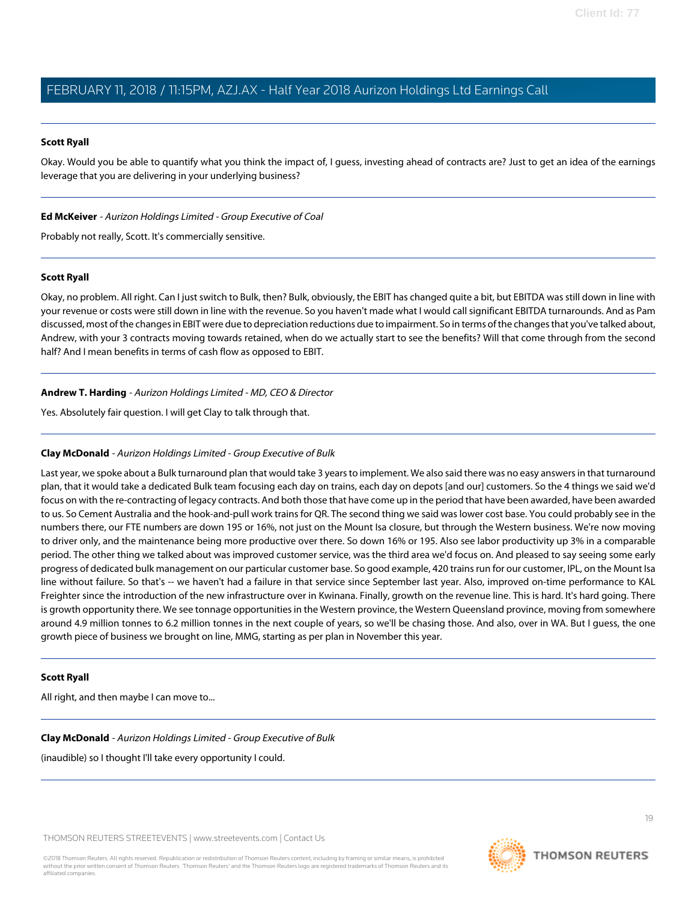**Scott Ryall**

Okay. Would you be able to quantify what you think the impact of, I guess, investing ahead of contracts are? Just to get an idea of the earnings leverage that you are delivering in your underlying business?

---

**Ed McKeiver** - *Aurizon Holdings Limited - Group Executive of Coal*

Probably not really, Scott. It's commercially sensitive.

---

**Scott Ryall**

Okay, no problem. All right. Can I just switch to Bulk, then? Bulk, obviously, the EBIT has changed quite a bit, but EBITDA was still down in line with your revenue or costs were still down in line with the revenue. So you haven't made what I would call significant EBITDA turnarounds. And as Pam discussed, most of the changes in EBIT were due to depreciation reductions due to impairment. So in terms of the changes that you've talked about, Andrew, with your 3 contracts moving towards retained, when do we actually start to see the benefits? Will that come through from the second half? And I mean benefits in terms of cash flow as opposed to EBIT.

---

**Andrew T. Harding** - *Aurizon Holdings Limited - MD, CEO & Director*

Yes. Absolutely fair question. I will get Clay to talk through that.

---

**Clay McDonald** - *Aurizon Holdings Limited - Group Executive of Bulk*

Last year, we spoke about a Bulk turnaround plan that would take 3 years to implement. We also said there was no easy answers in that turnaround plan, that it would take a dedicated Bulk team focusing each day on trains, each day on depots [and our] customers. So the 4 things we said we'd focus on with the re-contracting of legacy contracts. And both those that have come up in the period that have been awarded, have been awarded to us. So Cement Australia and the hook-and-pull work trains for QR. The second thing we said was lower cost base. You could probably see in the numbers there, our FTE numbers are down 195 or 16%, not just on the Mount Isa closure, but through the Western business. We're now moving to driver only, and the maintenance being more productive over there. So down 16% or 195. Also see labor productivity up 3% in a comparable period. The other thing we talked about was improved customer service, was the third area we'd focus on. And pleased to say seeing some early progress of dedicated bulk management on our particular customer base. So good example, 420 trains run for our customer, IPL, on the Mount Isa line without failure. So that's -- we haven't had a failure in that service since September last year. Also, improved on-time performance to KAL Freighter since the introduction of the new infrastructure over in Kwinana. Finally, growth on the revenue line. This is hard. It's hard going. There is growth opportunity there. We see tonnage opportunities in the Western province, the Western Queensland province, moving from somewhere around 4.9 million tonnes to 6.2 million tonnes in the next couple of years, so we'll be chasing those. And also, over in WA. But I guess, the one growth piece of business we brought on line, MMG, starting as per plan in November this year.

---

**Scott Ryall**

All right, and then maybe I can move to...

---

**Clay McDonald** - *Aurizon Holdings Limited - Group Executive of Bulk*

(inaudible) so I thought I'll take every opportunity I could.

---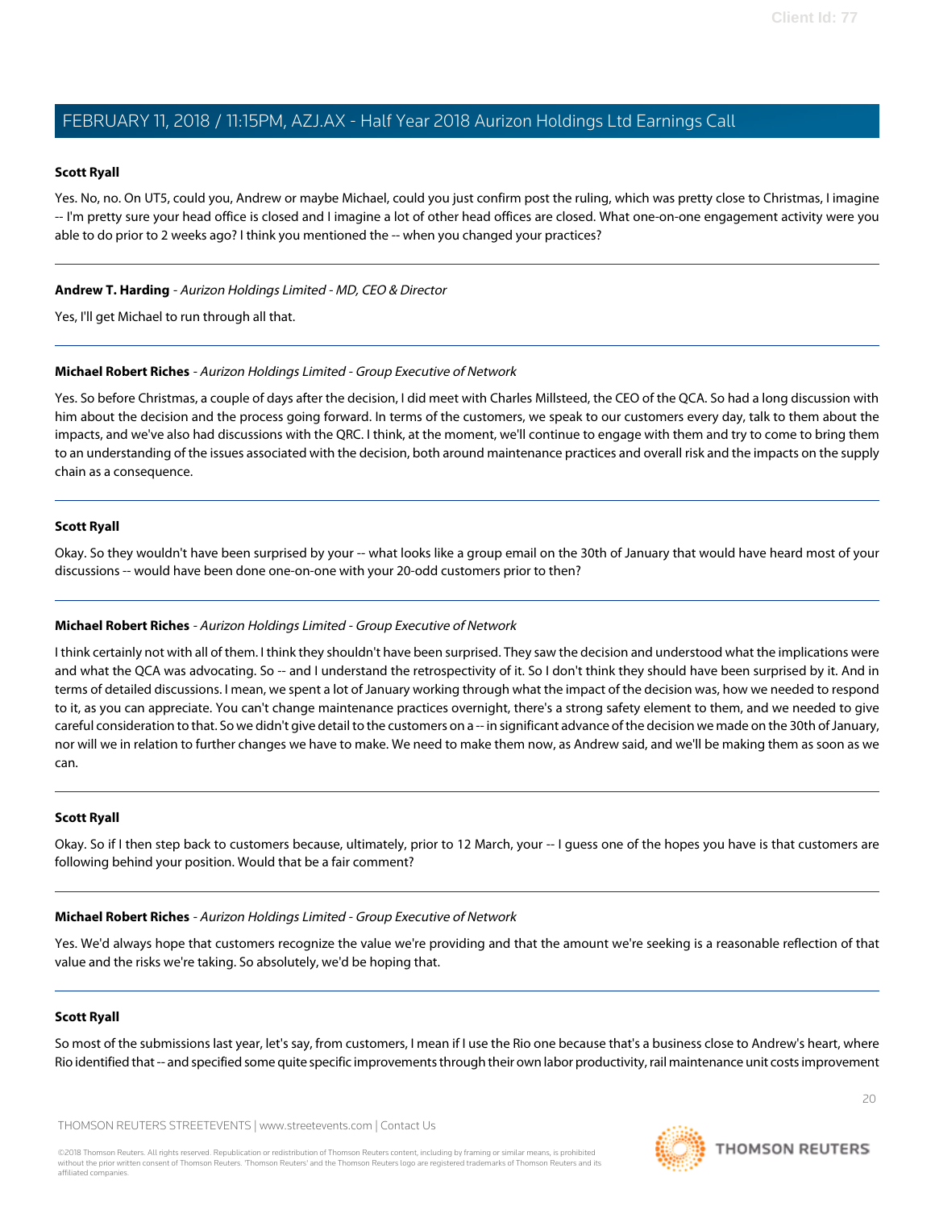**Scott Ryall**

Yes. No, no. On UT5, could you, Andrew or maybe Michael, could you just confirm post the ruling, which was pretty close to Christmas, I imagine -- I'm pretty sure your head office is closed and I imagine a lot of other head offices are closed. What one-on-one engagement activity were you able to do prior to 2 weeks ago? I think you mentioned the -- when you changed your practices?

---

**Andrew T. Harding** - *Aurizon Holdings Limited - MD, CEO & Director*

Yes, I'll get Michael to run through all that.

---

**Michael Robert Riches** - *Aurizon Holdings Limited - Group Executive of Network*

Yes. So before Christmas, a couple of days after the decision, I did meet with Charles Millsteed, the CEO of the QCA. So had a long discussion with him about the decision and the process going forward. In terms of the customers, we speak to our customers every day, talk to them about the impacts, and we've also had discussions with the QRC. I think, at the moment, we'll continue to engage with them and try to come to bring them to an understanding of the issues associated with the decision, both around maintenance practices and overall risk and the impacts on the supply chain as a consequence.

---

**Scott Ryall**

Okay. So they wouldn't have been surprised by your -- what looks like a group email on the 30th of January that would have heard most of your discussions -- would have been done one-on-one with your 20-odd customers prior to then?

---

**Michael Robert Riches** - *Aurizon Holdings Limited - Group Executive of Network*

I think certainly not with all of them. I think they shouldn't have been surprised. They saw the decision and understood what the implications were and what the QCA was advocating. So -- and I understand the retrospectivity of it. So I don't think they should have been surprised by it. And in terms of detailed discussions. I mean, we spent a lot of January working through what the impact of the decision was, how we needed to respond to it, as you can appreciate. You can't change maintenance practices overnight, there's a strong safety element to them, and we needed to give careful consideration to that. So we didn't give detail to the customers on a -- in significant advance of the decision we made on the 30th of January, nor will we in relation to further changes we have to make. We need to make them now, as Andrew said, and we'll be making them as soon as we can.

---

**Scott Ryall**

Okay. So if I then step back to customers because, ultimately, prior to 12 March, your -- I guess one of the hopes you have is that customers are following behind your position. Would that be a fair comment?

---

**Michael Robert Riches** - *Aurizon Holdings Limited - Group Executive of Network*

Yes. We'd always hope that customers recognize the value we're providing and that the amount we're seeking is a reasonable reflection of that value and the risks we're taking. So absolutely, we'd be hoping that.

---

**Scott Ryall**

So most of the submissions last year, let's say, from customers, I mean if I use the Rio one because that's a business close to Andrew's heart, where Rio identified that -- and specified some quite specific improvements through their own labor productivity, rail maintenance unit costs improvement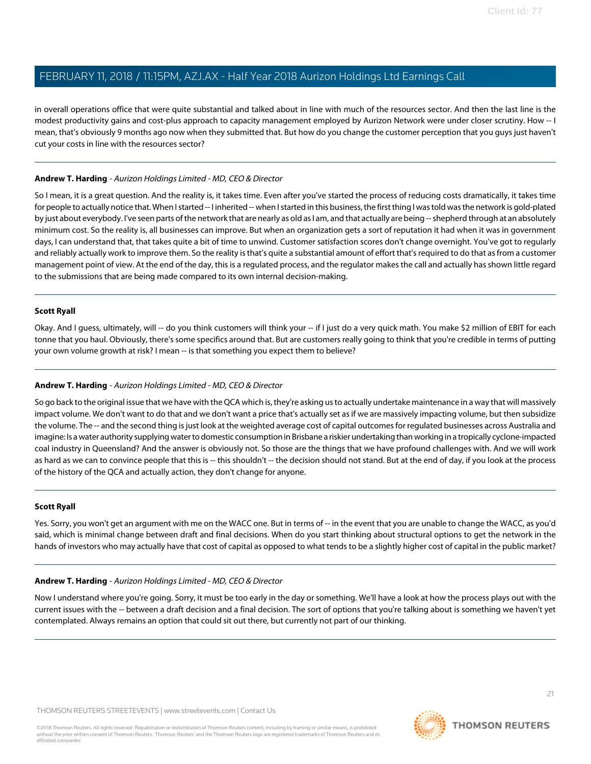in overall operations office that were quite substantial and talked about in line with much of the resources sector. And then the last line is the modest productivity gains and cost-plus approach to capacity management employed by Aurizon Network were under closer scrutiny. How -- I mean, that's obviously 9 months ago now when they submitted that. But how do you change the customer perception that you guys just haven't cut your costs in line with the resources sector?

---

**Andrew T. Harding** - *Aurizon Holdings Limited - MD, CEO & Director*

So I mean, it is a great question. And the reality is, it takes time. Even after you've started the process of reducing costs dramatically, it takes time for people to actually notice that. When I started -- I inherited -- when I started in this business, the first thing I was told was the network is gold-plated by just about everybody. I've seen parts of the network that are nearly as old as I am, and that actually are being -- shepherd through at an absolutely minimum cost. So the reality is, all businesses can improve. But when an organization gets a sort of reputation it had when it was in government days, I can understand that, that takes quite a bit of time to unwind. Customer satisfaction scores don't change overnight. You've got to regularly and reliably actually work to improve them. So the reality is that's quite a substantial amount of effort that's required to do that as from a customer management point of view. At the end of the day, this is a regulated process, and the regulator makes the call and actually has shown little regard to the submissions that are being made compared to its own internal decision-making.

---

**Scott Ryall**

Okay. And I guess, ultimately, will -- do you think customers will think your -- if I just do a very quick math. You make $2 million of EBIT for each tonne that you haul. Obviously, there's some specifics around that. But are customers really going to think that you're credible in terms of putting your own volume growth at risk? I mean -- is that something you expect them to believe?

---

**Andrew T. Harding** - *Aurizon Holdings Limited - MD, CEO & Director*

So go back to the original issue that we have with the QCA which is, they're asking us to actually undertake maintenance in a way that will massively impact volume. We don't want to do that and we don't want a price that's actually set as if we are massively impacting volume, but then subsidize the volume. The -- and the second thing is just look at the weighted average cost of capital outcomes for regulated businesses across Australia and imagine: Is a water authority supplying water to domestic consumption in Brisbane a riskier undertaking than working in a tropically cyclone-impacted coal industry in Queensland? And the answer is obviously not. So those are the things that we have profound challenges with. And we will work as hard as we can to convince people that this is -- this shouldn't -- the decision should not stand. But at the end of day, if you look at the process of the history of the QCA and actually action, they don't change for anyone.

---

**Scott Ryall**

Yes. Sorry, you won't get an argument with me on the WACC one. But in terms of -- in the event that you are unable to change the WACC, as you'd said, which is minimal change between draft and final decisions. When do you start thinking about structural options to get the network in the hands of investors who may actually have that cost of capital as opposed to what tends to be a slightly higher cost of capital in the public market?

---

**Andrew T. Harding** - *Aurizon Holdings Limited - MD, CEO & Director*

Now I understand where you're going. Sorry, it must be too early in the day or something. We'll have a look at how the process plays out with the current issues with the -- between a draft decision and a final decision. The sort of options that you're talking about is something we haven't yet contemplated. Always remains an option that could sit out there, but currently not part of our thinking.

---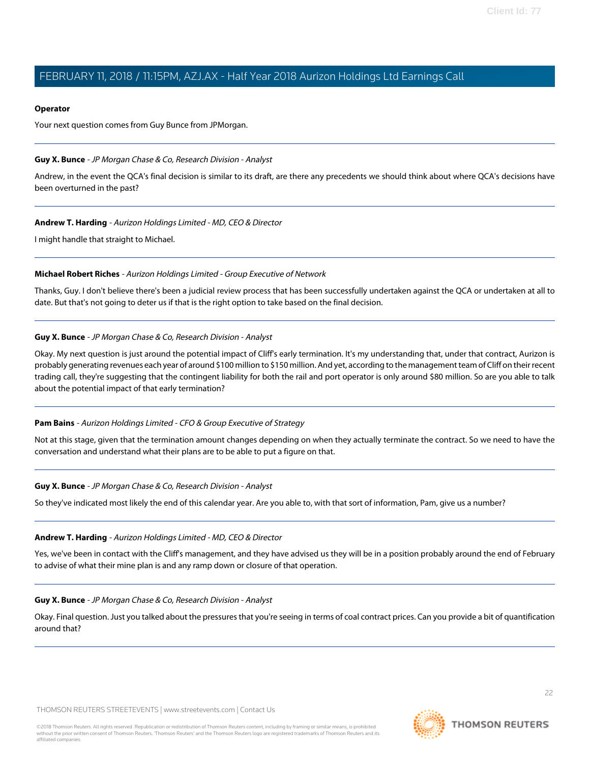**Operator**

Your next question comes from Guy Bunce from JPMorgan.

---

**Guy X. Bunce** - *JP Morgan Chase & Co, Research Division - Analyst*

Andrew, in the event the QCA's final decision is similar to its draft, are there any precedents we should think about where QCA's decisions have been overturned in the past?

---

**Andrew T. Harding** - *Aurizon Holdings Limited - MD, CEO & Director*

I might handle that straight to Michael.

---

**Michael Robert Riches** - *Aurizon Holdings Limited - Group Executive of Network*

Thanks, Guy. I don't believe there's been a judicial review process that has been successfully undertaken against the QCA or undertaken at all to date. But that's not going to deter us if that is the right option to take based on the final decision.

---

**Guy X. Bunce** - *JP Morgan Chase & Co, Research Division - Analyst*

Okay. My next question is just around the potential impact of Cliff's early termination. It's my understanding that, under that contract, Aurizon is probably generating revenues each year of around $100 million to $150 million. And yet, according to the management team of Cliff on their recent trading call, they're suggesting that the contingent liability for both the rail and port operator is only around $80 million. So are you able to talk about the potential impact of that early termination?

---

**Pam Bains** - *Aurizon Holdings Limited - CFO & Group Executive of Strategy*

Not at this stage, given that the termination amount changes depending on when they actually terminate the contract. So we need to have the conversation and understand what their plans are to be able to put a figure on that.

---

**Guy X. Bunce** - *JP Morgan Chase & Co, Research Division - Analyst*

So they've indicated most likely the end of this calendar year. Are you able to, with that sort of information, Pam, give us a number?

---

**Andrew T. Harding** - *Aurizon Holdings Limited - MD, CEO & Director*

Yes, we've been in contact with the Cliff's management, and they have advised us they will be in a position probably around the end of February to advise of what their mine plan is and any ramp down or closure of that operation.

---

**Guy X. Bunce** - *JP Morgan Chase & Co, Research Division - Analyst*

Okay. Final question. Just you talked about the pressures that you're seeing in terms of coal contract prices. Can you provide a bit of quantification around that?

---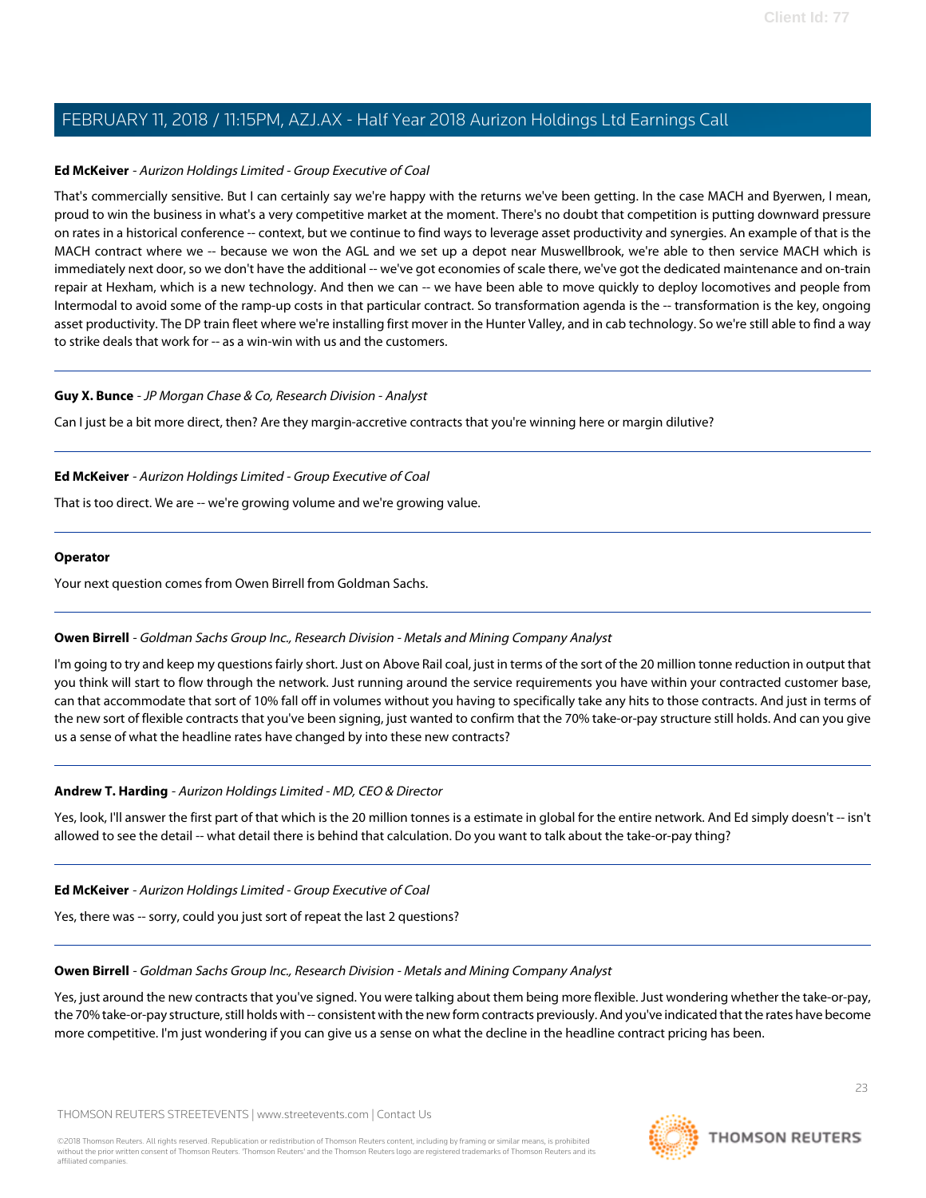**Ed McKeiver** - *Aurizon Holdings Limited - Group Executive of Coal*

That's commercially sensitive. But I can certainly say we're happy with the returns we've been getting. In the case MACH and Byerwen, I mean, proud to win the business in what's a very competitive market at the moment. There's no doubt that competition is putting downward pressure on rates in a historical conference -- context, but we continue to find ways to leverage asset productivity and synergies. An example of that is the MACH contract where we -- because we won the AGL and we set up a depot near Muswellbrook, we're able to then service MACH which is immediately next door, so we don't have the additional -- we've got economies of scale there, we've got the dedicated maintenance and on-train repair at Hexham, which is a new technology. And then we can -- we have been able to move quickly to deploy locomotives and people from Intermodal to avoid some of the ramp-up costs in that particular contract. So transformation agenda is the -- transformation is the key, ongoing asset productivity. The DP train fleet where we're installing first mover in the Hunter Valley, and in cab technology. So we're still able to find a way to strike deals that work for -- as a win-win with us and the customers.

---

**Guy X. Bunce** - *JP Morgan Chase & Co, Research Division - Analyst*

Can I just be a bit more direct, then? Are they margin-accretive contracts that you're winning here or margin dilutive?

---

**Ed McKeiver** - *Aurizon Holdings Limited - Group Executive of Coal*

That is too direct. We are -- we're growing volume and we're growing value.

---

**Operator**

Your next question comes from Owen Birrell from Goldman Sachs.

---

**Owen Birrell** - *Goldman Sachs Group Inc., Research Division - Metals and Mining Company Analyst*

I'm going to try and keep my questions fairly short. Just on Above Rail coal, just in terms of the sort of the 20 million tonne reduction in output that you think will start to flow through the network. Just running around the service requirements you have within your contracted customer base, can that accommodate that sort of 10% fall off in volumes without you having to specifically take any hits to those contracts. And just in terms of the new sort of flexible contracts that you've been signing, just wanted to confirm that the 70% take-or-pay structure still holds. And can you give us a sense of what the headline rates have changed by into these new contracts?

---

**Andrew T. Harding** - *Aurizon Holdings Limited - MD, CEO & Director*

Yes, look, I'll answer the first part of that which is the 20 million tonnes is a estimate in global for the entire network. And Ed simply doesn't -- isn't allowed to see the detail -- what detail there is behind that calculation. Do you want to talk about the take-or-pay thing?

---

**Ed McKeiver** - *Aurizon Holdings Limited - Group Executive of Coal*

Yes, there was -- sorry, could you just sort of repeat the last 2 questions?

---

**Owen Birrell** - *Goldman Sachs Group Inc., Research Division - Metals and Mining Company Analyst*

Yes, just around the new contracts that you've signed. You were talking about them being more flexible. Just wondering whether the take-or-pay, the 70% take-or-pay structure, still holds with -- consistent with the new form contracts previously. And you've indicated that the rates have become more competitive. I'm just wondering if you can give us a sense on what the decline in the headline contract pricing has been.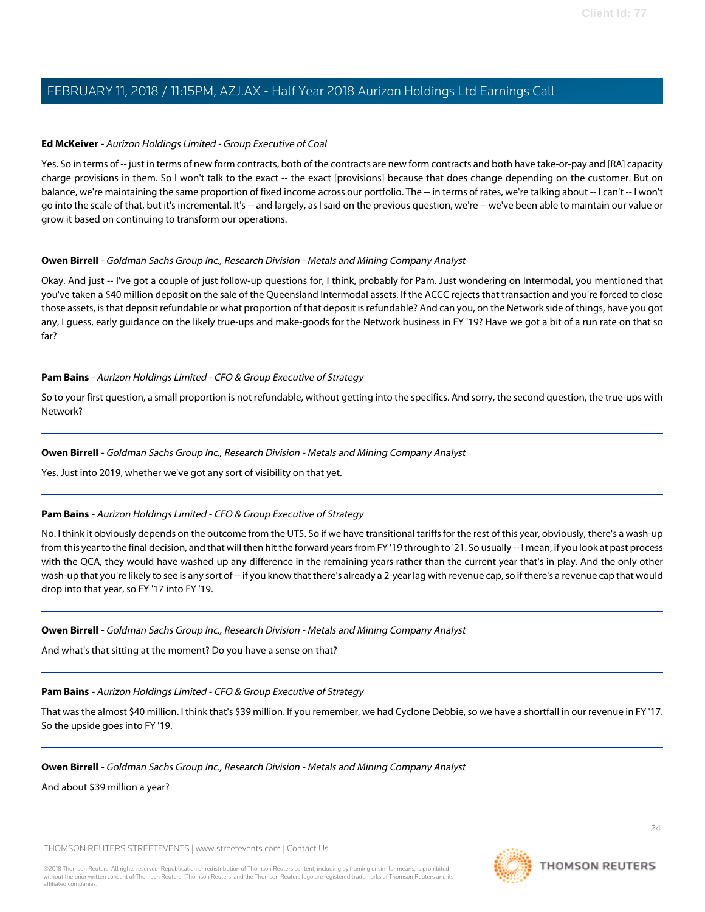**Ed McKeiver** - *Aurizon Holdings Limited - Group Executive of Coal*

Yes. So in terms of -- just in terms of new form contracts, both of the contracts are new form contracts and both have take-or-pay and [RA] capacity charge provisions in them. So I won't talk to the exact -- the exact [provisions] because that does change depending on the customer. But on balance, we're maintaining the same proportion of fixed income across our portfolio. The -- in terms of rates, we're talking about -- I can't -- I won't go into the scale of that, but it's incremental. It's -- and largely, as I said on the previous question, we're -- we've been able to maintain our value or grow it based on continuing to transform our operations.

---

**Owen Birrell** - *Goldman Sachs Group Inc., Research Division - Metals and Mining Company Analyst*

Okay. And just -- I've got a couple of just follow-up questions for, I think, probably for Pam. Just wondering on Intermodal, you mentioned that you've taken a $40 million deposit on the sale of the Queensland Intermodal assets. If the -- if the ACCC rejects that transaction and you're forced to close those assets, is that deposit refundable or what proportion of that deposit is refundable? And can you, on the Network side of things, have you got any, I guess, early guidance on the likely true-ups and make-goods for the Network business in FY '19? Have we got a bit of a run rate on that so far?

---

**Pam Bains** - *Aurizon Holdings Limited - CFO & Group Executive of Strategy*

So to your first question, a small proportion is not refundable, without getting into the specifics. And sorry, the second question, the true-ups with Network?

---

**Owen Birrell** - *Goldman Sachs Group Inc., Research Division - Metals and Mining Company Analyst*

Yes. Just into 2019, whether we've got any sort of visibility on that yet.

---

**Pam Bains** - *Aurizon Holdings Limited - CFO & Group Executive of Strategy*

No. I think it obviously depends on the outcome from the UT5. So if we have transitional tariffs for the rest of this year, obviously, there's a wash-up from this year to the final decision, and that will then hit the forward years from FY '19 through to '21. So usually -- I mean, if you look at past process with the QCA, they would have washed up any difference in the remaining years rather than the current year that's in play. And the only other wash-up that you're likely to see is any sort of -- if you know that there's already a 2-year lag with revenue cap, so if there's a revenue cap that would drop into that year, so FY '17 into FY '19.

---

**Owen Birrell** - *Goldman Sachs Group Inc., Research Division - Metals and Mining Company Analyst*

And what's that sitting at the moment? Do you have a sense on that?

---

**Pam Bains** - *Aurizon Holdings Limited - CFO & Group Executive of Strategy*

That was the almost $40 million. I think that's $39 million. If you remember, we had Cyclone Debbie, so we have a shortfall in our revenue in FY '17. So the upside goes into FY '19.

---

**Owen Birrell** - *Goldman Sachs Group Inc., Research Division - Metals and Mining Company Analyst*

And about $39 million a year?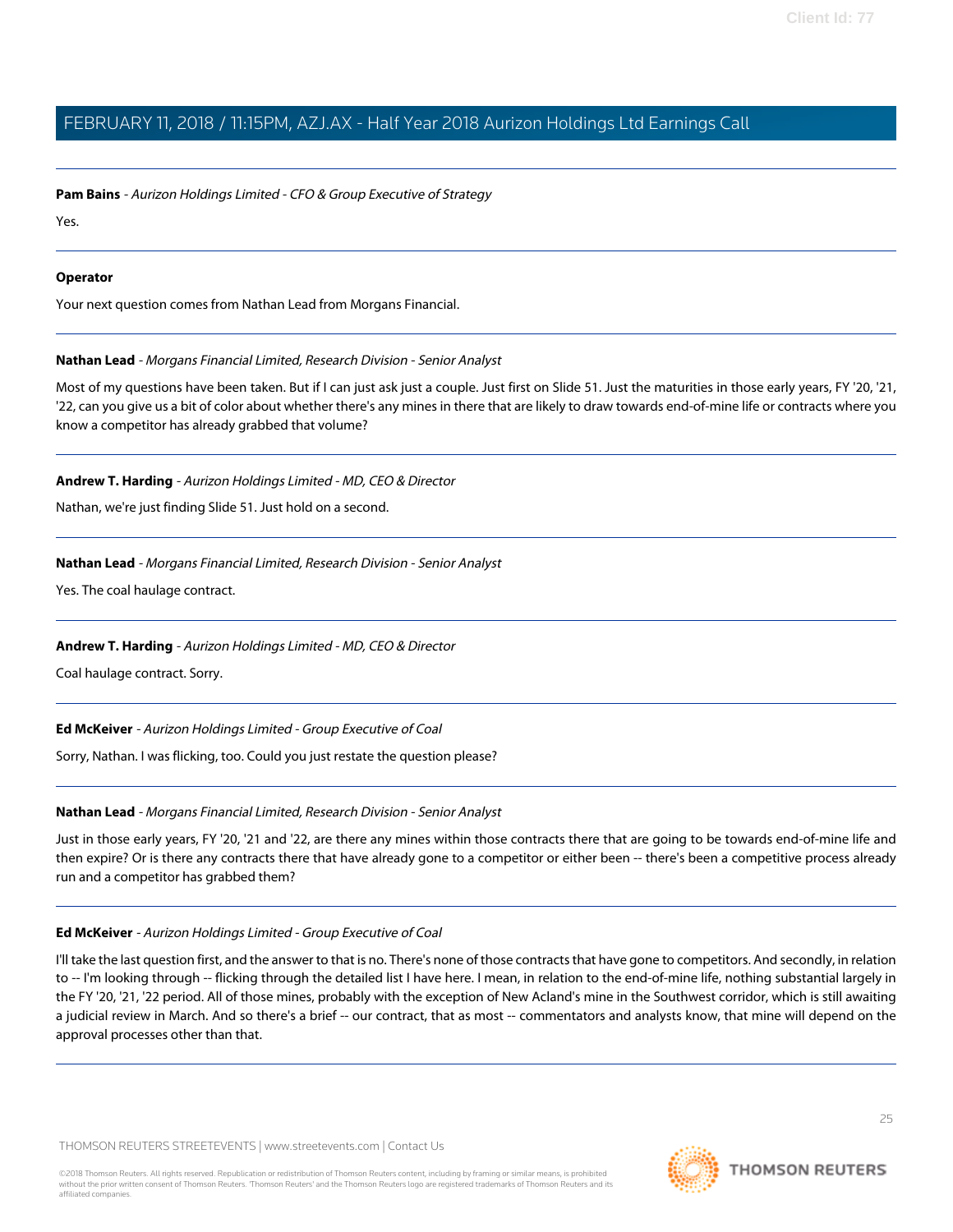**Pam Bains** - *Aurizon Holdings Limited - CFO & Group Executive of Strategy*

Yes.

---

**Operator**

Your next question comes from Nathan Lead from Morgans Financial.

---

**Nathan Lead** - *Morgans Financial Limited, Research Division - Senior Analyst*

Most of my questions have been taken. But if I can just ask just a couple. Just first on Slide 51. Just the maturities in those early years, FY '20, '21, '22, can you give us a bit of color about whether there's any mines in there that are likely to draw towards end-of-mine life or contracts where you know a competitor has already grabbed that volume?

---

**Andrew T. Harding** - *Aurizon Holdings Limited - MD, CEO & Director*

Nathan, we're just finding Slide 51. Just hold on a second.

---

**Nathan Lead** - *Morgans Financial Limited, Research Division - Senior Analyst*

Yes. The coal haulage contract.

---

**Andrew T. Harding** - *Aurizon Holdings Limited - MD, CEO & Director*

Coal haulage contract. Sorry.

---

**Ed McKeiver** - *Aurizon Holdings Limited - Group Executive of Coal*

Sorry, Nathan. I was flicking, too. Could you just restate the question please?

---

**Nathan Lead** - *Morgans Financial Limited, Research Division - Senior Analyst*

Just in those early years, FY '20, '21 and '22, are there any mines within those contracts there that are going to be towards end-of-mine life and then expire? Or is there any contracts there that have already gone to a competitor or either been -- there's been a competitive process already run and a competitor has grabbed them?

---

**Ed McKeiver** - *Aurizon Holdings Limited - Group Executive of Coal*

I'll take the last question first, and the answer to that is no. There's none of those contracts that have gone to competitors. And secondly, in relation to -- I'm looking through -- flicking through the detailed list I have here. I mean, in relation to the end-of-mine life, nothing substantial largely in the FY '20, '21, '22 period. All of those mines, probably with the exception of New Acland's mine in the Southwest corridor, which is still awaiting a judicial review in March. And so there's a brief -- our contract, that as most -- commentators and analysts know, that mine will depend on the approval processes other than that.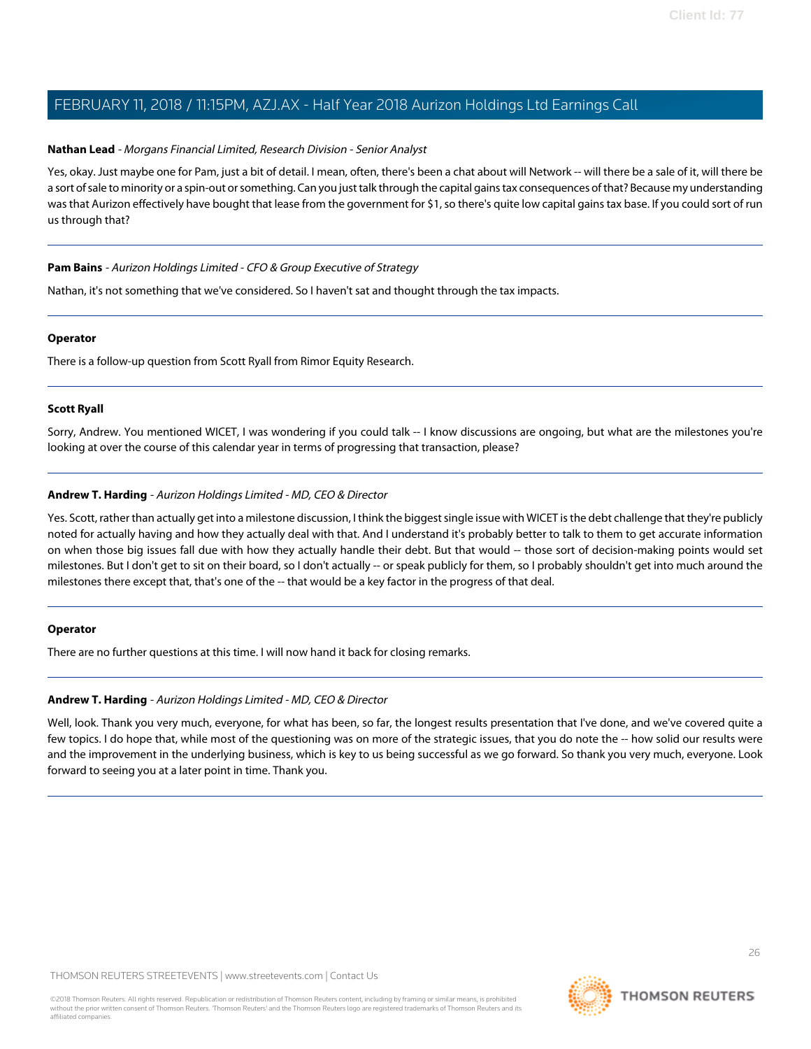**Nathan Lead** - *Morgans Financial Limited, Research Division - Senior Analyst*

Yes, okay. Just maybe one for Pam, just a bit of detail. I mean, often, there's been a chat about will Network -- will there be a sale of it, will there be a sort of sale to minority or a spin-out or something. Can you just talk through the capital gains tax consequences of that? Because my understanding was that Aurizon effectively have bought that lease from the government for $1, so there's quite low capital gains tax base. If you could sort of run us through that?

---

**Pam Bains** - *Aurizon Holdings Limited - CFO & Group Executive of Strategy*

Nathan, it's not something that we've considered. So I haven't sat and thought through the tax impacts.

---

**Operator**

There is a follow-up question from Scott Ryall from Rimor Equity Research.

---

**Scott Ryall**

Sorry, Andrew. You mentioned WICET, I was wondering if you could talk -- I know discussions are ongoing, but what are the milestones you're looking at over the course of this calendar year in terms of progressing that transaction, please?

---

**Andrew T. Harding** - *Aurizon Holdings Limited - MD, CEO & Director*

Yes. Scott, rather than actually get into a milestone discussion, I think the biggest single issue with WICET is the debt challenge that they're publicly noted for actually having and how they actually deal with that. And I understand it's probably better to talk to them to get accurate information on when those big issues fall due with how they actually handle their debt. But that would -- those sort of decision-making points would set milestones. But I don't get to sit on their board, so I don't actually -- or speak publicly for them, so I probably shouldn't get into much around the milestones there except that, that's one of the -- that would be a key factor in the progress of that deal.

---

**Operator**

There are no further questions at this time. I will now hand it back for closing remarks.

---

**Andrew T. Harding** - *Aurizon Holdings Limited - MD, CEO & Director*

Well, look. Thank you very much, everyone, for what has been, so far, the longest results presentation that I've done, and we've covered quite a few topics. I do hope that, while most of the questioning was on more of the strategic issues, that you do note the -- how solid our results were and the improvement in the underlying business, which is key to us being successful as we go forward. So thank you very much, everyone. Look forward to seeing you at a later point in time. Thank you.

---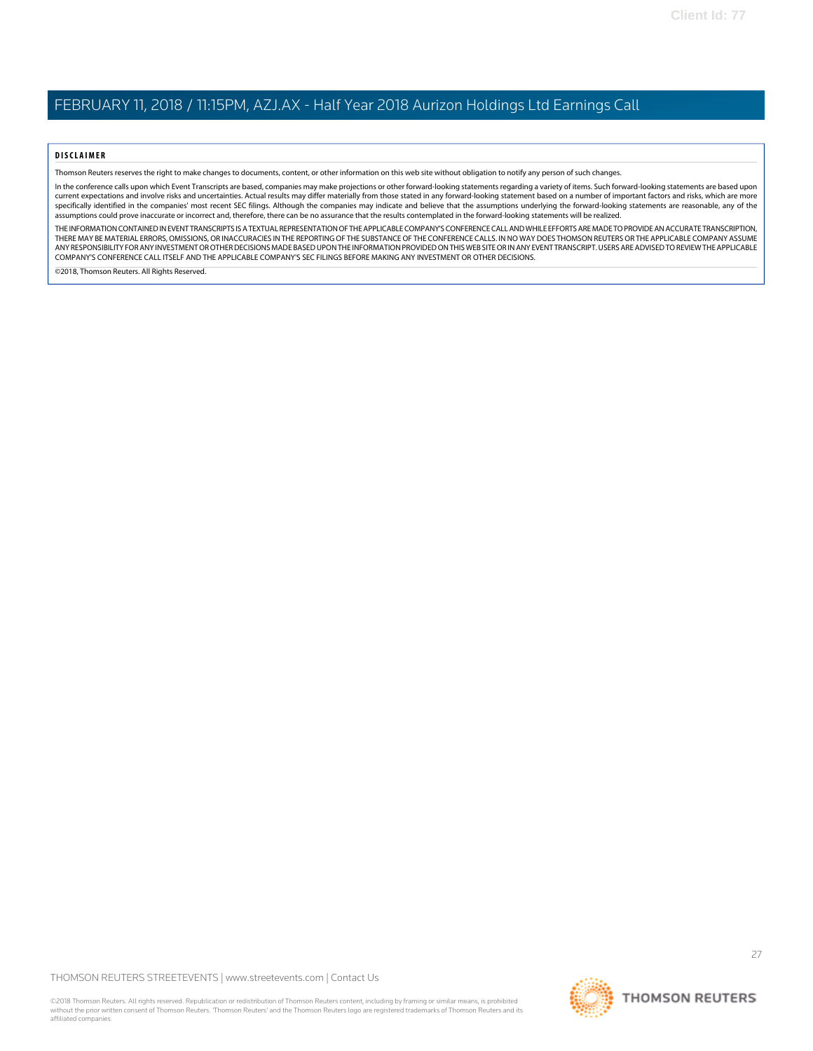## DISCLAIMER

Thomson Reuters reserves the right to make changes to documents, content, or other information on this web site without obligation to notify any person of such changes.

In the conference calls upon which Event Transcripts are based, companies may make projections or other forward-looking statements regarding a variety of items. Such forward-looking statements are based upon current expectations and involve risks and uncertainties. Actual results may differ materially from those stated in any forward-looking statement based on a number of important factors and risks, which are more specifically identified in the companies' most recent SEC filings. Although the companies may indicate and believe that the assumptions underlying the forward-looking statements are reasonable, any of the assumptions could prove inaccurate or incorrect and, therefore, there can be no assurance that the results contemplated in the forward-looking statements will be realized.

THE INFORMATION CONTAINED IN EVENT TRANSCRIPTS IS A TEXTUAL REPRESENTATION OF THE APPLICABLE COMPANY'S CONFERENCE CALL AND WHILE EFFORTS ARE MADE TO PROVIDE AN ACCURATE TRANSCRIPTION, THERE MAY BE MATERIAL ERRORS, OMISSIONS, OR INACCURACIES IN THE REPORTING OF THE SUBSTANCE OF THE CONFERENCE CALLS. IN NO WAY DOES THOMSON REUTERS OR THE APPLICABLE COMPANY ASSUME ANY RESPONSIBILITY FOR ANY INVESTMENT OR OTHER DECISIONS MADE BASED UPON THE INFORMATION PROVIDED ON THIS WEB SITE OR IN ANY EVENT TRANSCRIPT. USERS ARE ADVISED TO REVIEW THE APPLICABLE COMPANY'S CONFERENCE CALL ITSELF AND THE APPLICABLE COMPANY'S SEC FILINGS BEFORE MAKING ANY INVESTMENT OR OTHER DECISIONS.

©2018, Thomson Reuters. All Rights Reserved.